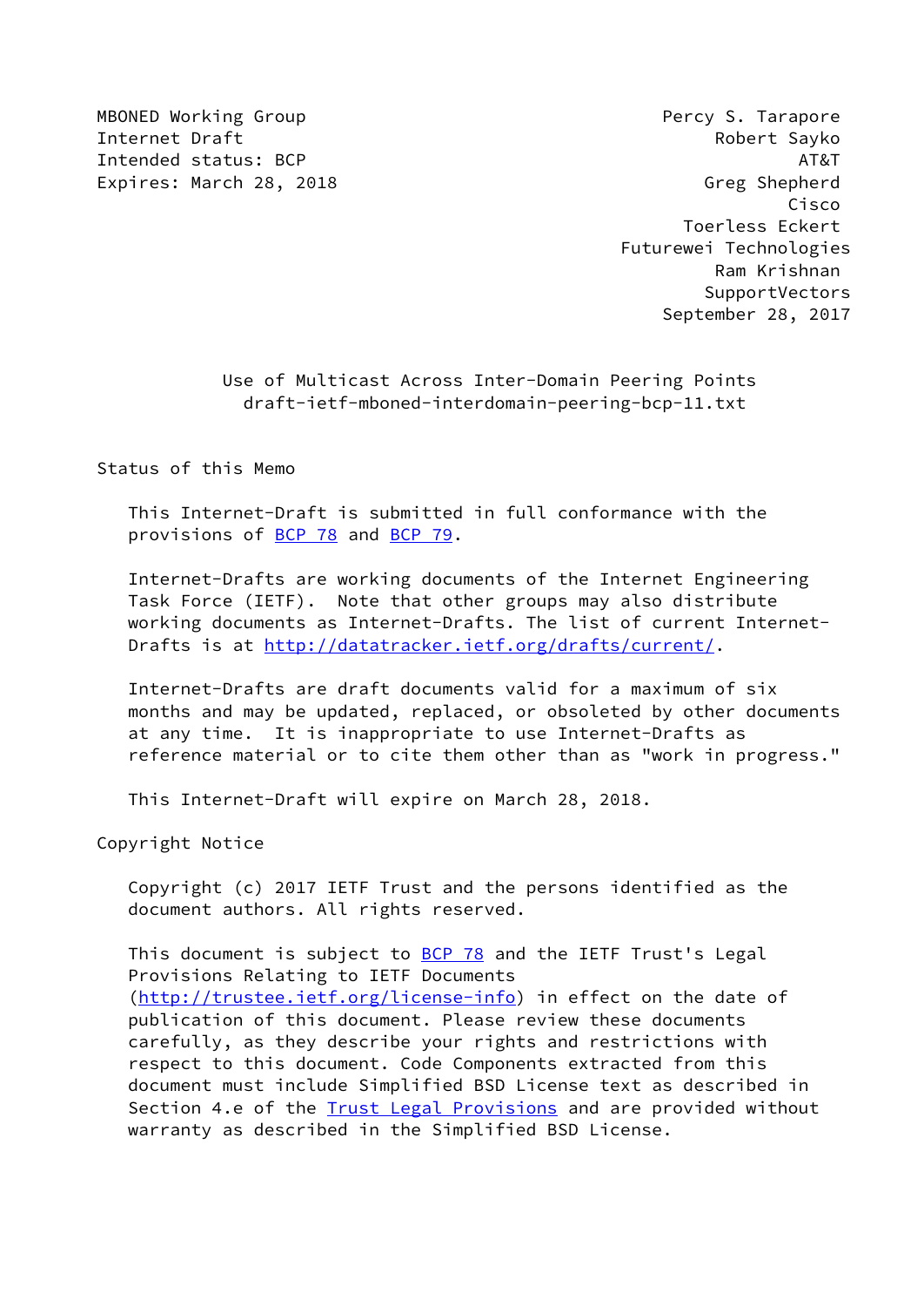MBONED Working Group
Internet Draft
Intended status: BCP
Expires: March 28, 2018

Percy S. Tarapore
Robert Sayko
AT&T
Greg Shepherd
Cisco
Toerless Eckert
Futurewei Technologies
Ram Krishnan
SupportVectors
September 28, 2017

# Use of Multicast Across Inter-Domain Peering Points
## draft-ietf-mboned-interdomain-peering-bcp-11.txt

## Status of this Memo

This Internet-Draft is submitted in full conformance with the provisions of BCP 78 and BCP 79.

Internet-Drafts are working documents of the Internet Engineering Task Force (IETF). Note that other groups may also distribute working documents as Internet-Drafts. The list of current Internet-Drafts is at http://datatracker.ietf.org/drafts/current/.

Internet-Drafts are draft documents valid for a maximum of six months and may be updated, replaced, or obsoleted by other documents at any time. It is inappropriate to use Internet-Drafts as reference material or to cite them other than as "work in progress."

This Internet-Draft will expire on March 28, 2018.

## Copyright Notice

Copyright (c) 2017 IETF Trust and the persons identified as the document authors. All rights reserved.

This document is subject to BCP 78 and the IETF Trust's Legal Provisions Relating to IETF Documents (http://trustee.ietf.org/license-info) in effect on the date of publication of this document. Please review these documents carefully, as they describe your rights and restrictions with respect to this document. Code Components extracted from this document must include Simplified BSD License text as described in Section 4.e of the Trust Legal Provisions and are provided without warranty as described in the Simplified BSD License.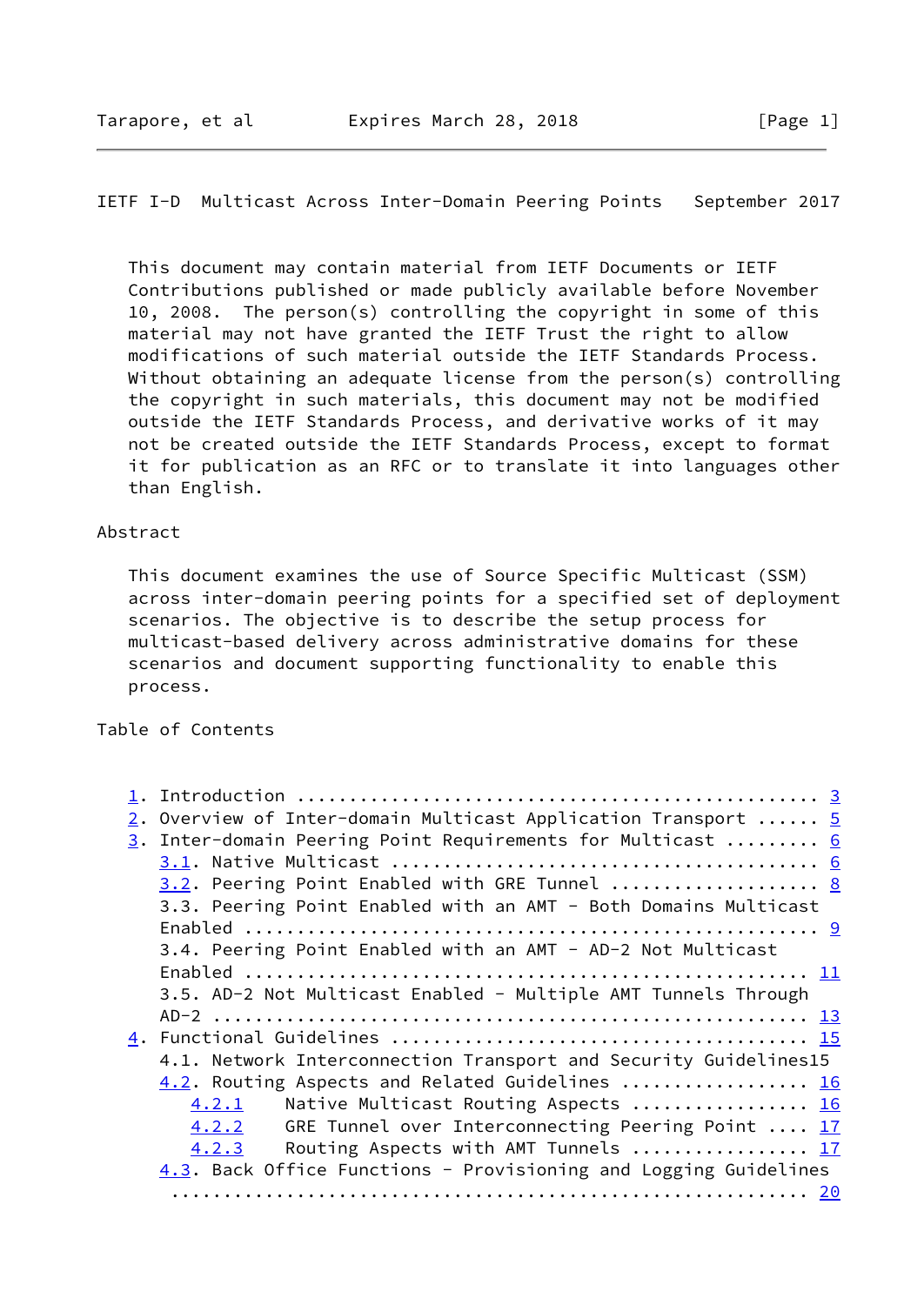This document may contain material from IETF Documents or IETF Contributions published or made publicly available before November 10, 2008. The person(s) controlling the copyright in some of this material may not have granted the IETF Trust the right to allow modifications of such material outside the IETF Standards Process. Without obtaining an adequate license from the person(s) controlling the copyright in such materials, this document may not be modified outside the IETF Standards Process, and derivative works of it may not be created outside the IETF Standards Process, except to format it for publication as an RFC or to translate it into languages other than English.

Abstract

This document examines the use of Source Specific Multicast (SSM) across inter-domain peering points for a specified set of deployment scenarios. The objective is to describe the setup process for multicast-based delivery across administrative domains for these scenarios and document supporting functionality to enable this process.

Table of Contents

```
1. Introduction ................................................ 3
2. Overview of Inter-domain Multicast Application Transport ...... 5
3. Inter-domain Peering Point Requirements for Multicast ......... 6
   3.1. Native Multicast ....................................... 6
   3.2. Peering Point Enabled with GRE Tunnel ................... 8
   3.3. Peering Point Enabled with an AMT - Both Domains Multicast
   Enabled ..................................................... 9
   3.4. Peering Point Enabled with an AMT - AD-2 Not Multicast
   Enabled .................................................... 11
   3.5. AD-2 Not Multicast Enabled - Multiple AMT Tunnels Through
   AD-2 ....................................................... 13
4. Functional Guidelines ...................................... 15
   4.1. Network Interconnection Transport and Security Guidelines15
   4.2. Routing Aspects and Related Guidelines ................. 16
      4.2.1    Native Multicast Routing Aspects ................ 16
      4.2.2    GRE Tunnel over Interconnecting Peering Point .... 17
      4.2.3    Routing Aspects with AMT Tunnels ................ 17
   4.3. Back Office Functions - Provisioning and Logging Guidelines
    ........................................................... 20
```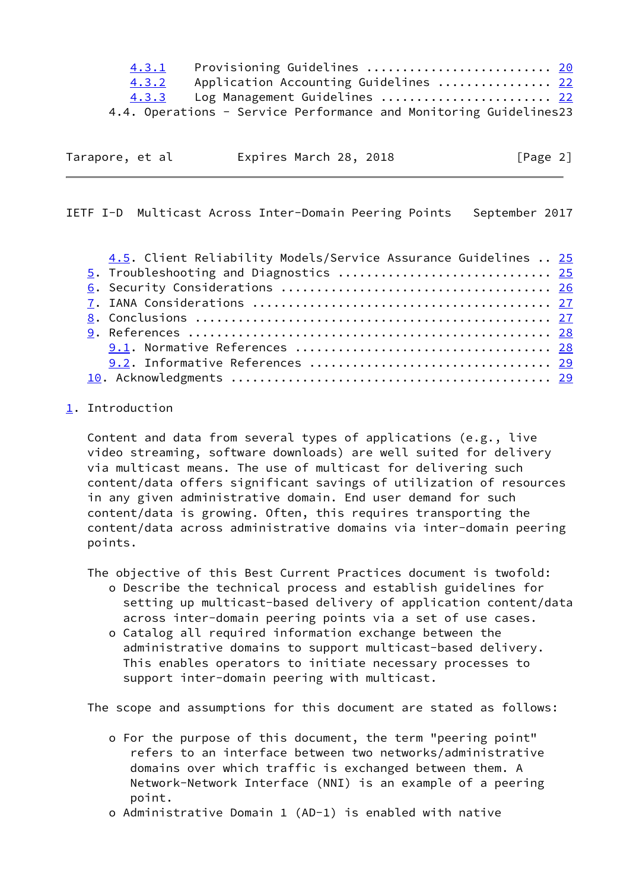4.3.1 Provisioning Guidelines .......................... 20
4.3.2 Application Accounting Guidelines ................ 22
4.3.3 Log Management Guidelines ........................ 22
4.4. Operations - Service Performance and Monitoring Guidelines23
4.5. Client Reliability Models/Service Assurance Guidelines .. 25
5. Troubleshooting and Diagnostics ............................ 25
6. Security Considerations .................................... 26
7. IANA Considerations ........................................ 27
8. Conclusions ................................................ 27
9. References ................................................. 28
9.1. Normative References .................................. 28
9.2. Informative References ................................ 29
10. Acknowledgments ........................................... 29

# 1. Introduction

Content and data from several types of applications (e.g., live video streaming, software downloads) are well suited for delivery via multicast means. The use of multicast for delivering such content/data offers significant savings of utilization of resources in any given administrative domain. End user demand for such content/data is growing. Often, this requires transporting the content/data across administrative domains via inter-domain peering points.

The objective of this Best Current Practices document is twofold:

- Describe the technical process and establish guidelines for setting up multicast-based delivery of application content/data across inter-domain peering points via a set of use cases.
- Catalog all required information exchange between the administrative domains to support multicast-based delivery. This enables operators to initiate necessary processes to support inter-domain peering with multicast.

The scope and assumptions for this document are stated as follows:

- For the purpose of this document, the term "peering point" refers to an interface between two networks/administrative domains over which traffic is exchanged between them. A Network-Network Interface (NNI) is an example of a peering point.
- Administrative Domain 1 (AD-1) is enabled with native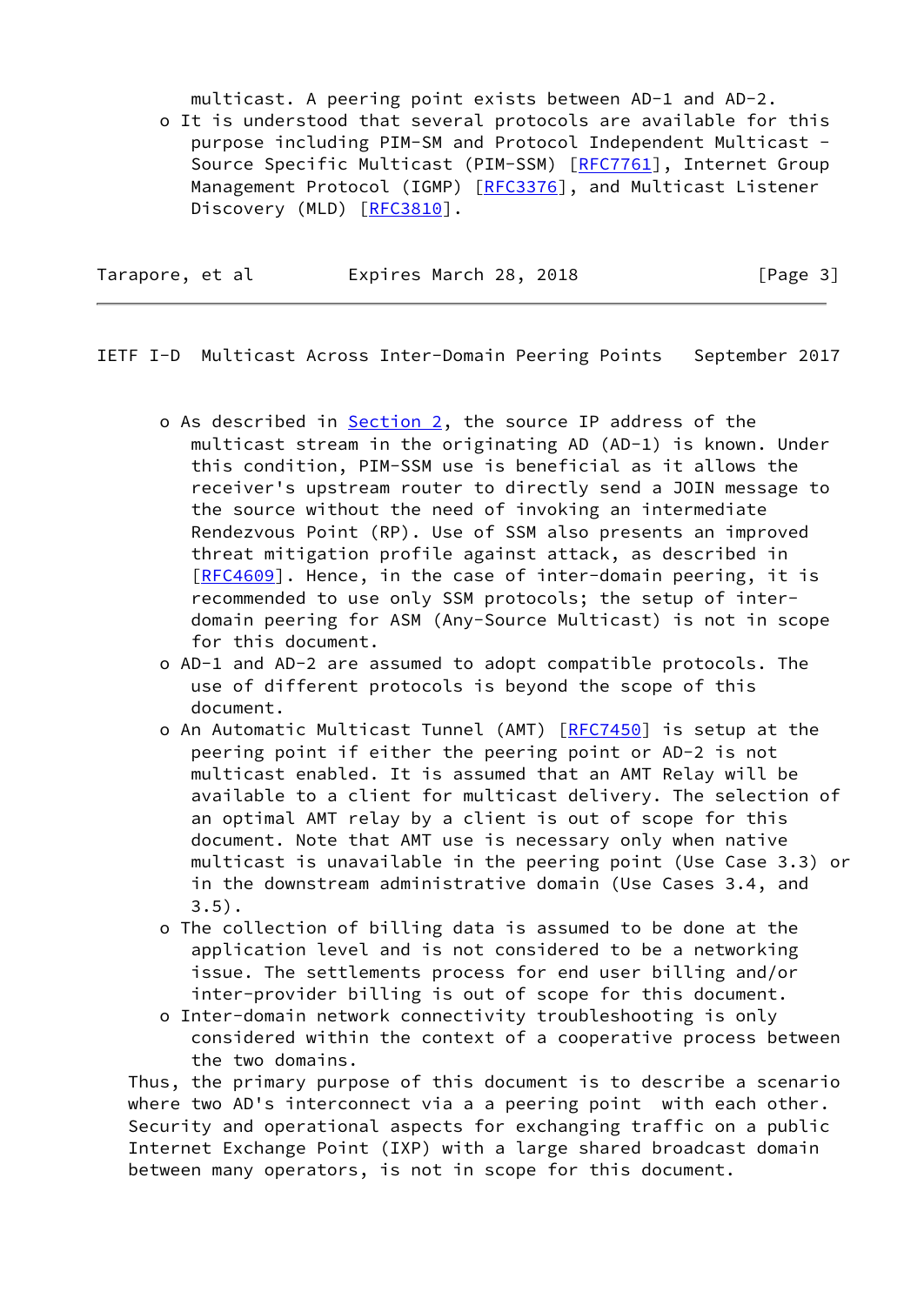multicast. A peering point exists between AD-1 and AD-2.

- It is understood that several protocols are available for this purpose including PIM-SM and Protocol Independent Multicast - Source Specific Multicast (PIM-SSM) [RFC7761], Internet Group Management Protocol (IGMP) [RFC3376], and Multicast Listener Discovery (MLD) [RFC3810].
- As described in Section 2, the source IP address of the multicast stream in the originating AD (AD-1) is known. Under this condition, PIM-SSM use is beneficial as it allows the receiver's upstream router to directly send a JOIN message to the source without the need of invoking an intermediate Rendezvous Point (RP). Use of SSM also presents an improved threat mitigation profile against attack, as described in [RFC4609]. Hence, in the case of inter-domain peering, it is recommended to use only SSM protocols; the setup of inter-domain peering for ASM (Any-Source Multicast) is not in scope for this document.
- AD-1 and AD-2 are assumed to adopt compatible protocols. The use of different protocols is beyond the scope of this document.
- An Automatic Multicast Tunnel (AMT) [RFC7450] is setup at the peering point if either the peering point or AD-2 is not multicast enabled. It is assumed that an AMT Relay will be available to a client for multicast delivery. The selection of an optimal AMT relay by a client is out of scope for this document. Note that AMT use is necessary only when native multicast is unavailable in the peering point (Use Case 3.3) or in the downstream administrative domain (Use Cases 3.4, and 3.5).
- The collection of billing data is assumed to be done at the application level and is not considered to be a networking issue. The settlements process for end user billing and/or inter-provider billing is out of scope for this document.
- Inter-domain network connectivity troubleshooting is only considered within the context of a cooperative process between the two domains.

Thus, the primary purpose of this document is to describe a scenario where two AD's interconnect via a a peering point with each other. Security and operational aspects for exchanging traffic on a public Internet Exchange Point (IXP) with a large shared broadcast domain between many operators, is not in scope for this document.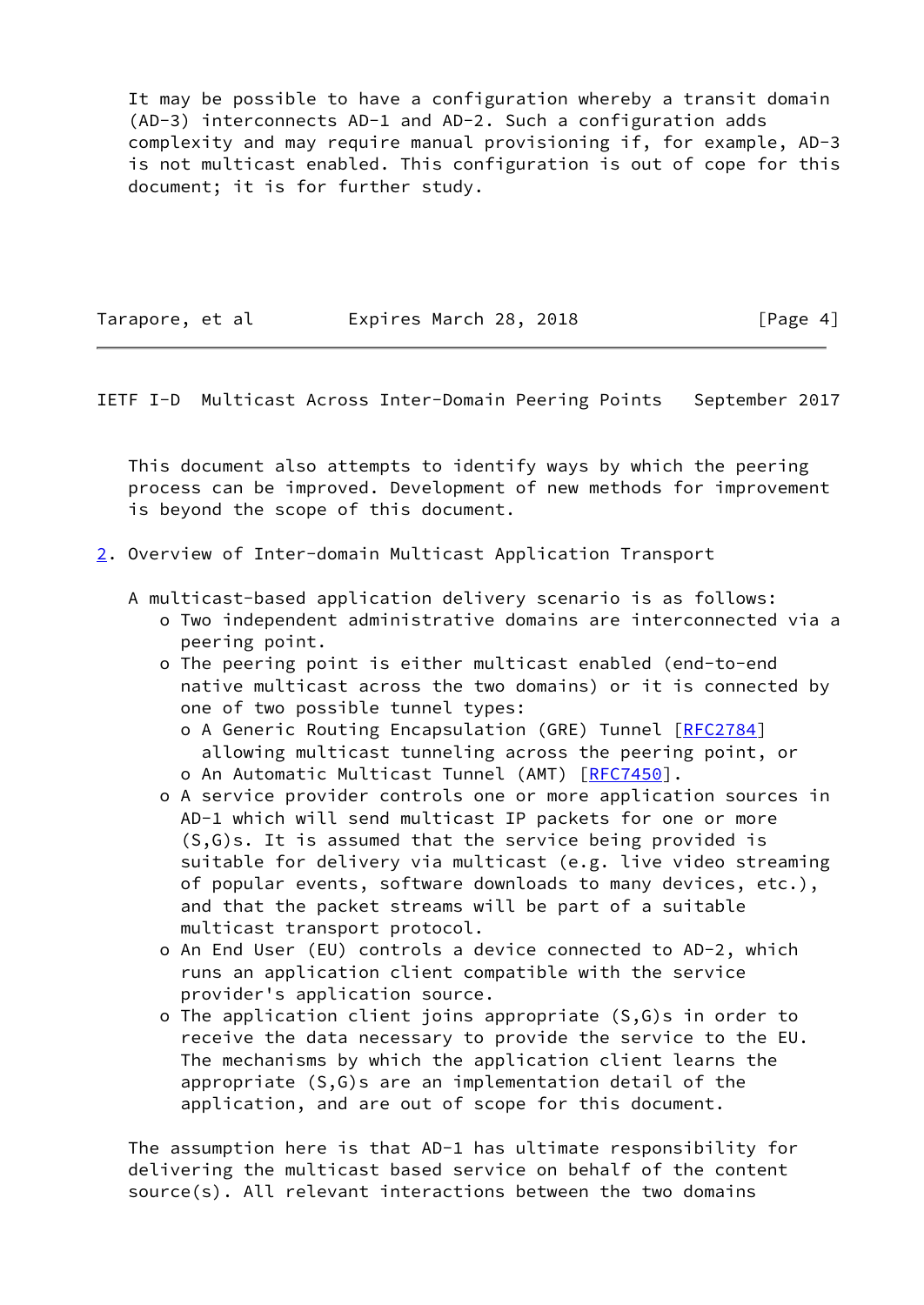It may be possible to have a configuration whereby a transit domain (AD-3) interconnects AD-1 and AD-2. Such a configuration adds complexity and may require manual provisioning if, for example, AD-3 is not multicast enabled. This configuration is out of cope for this document; it is for further study.

This document also attempts to identify ways by which the peering process can be improved. Development of new methods for improvement is beyond the scope of this document.

## 2. Overview of Inter-domain Multicast Application Transport

A multicast-based application delivery scenario is as follows:

- Two independent administrative domains are interconnected via a peering point.
- The peering point is either multicast enabled (end-to-end native multicast across the two domains) or it is connected by one of two possible tunnel types:
  - A Generic Routing Encapsulation (GRE) Tunnel [RFC2784] allowing multicast tunneling across the peering point, or
  - An Automatic Multicast Tunnel (AMT) [RFC7450].
- A service provider controls one or more application sources in AD-1 which will send multicast IP packets for one or more (S,G)s. It is assumed that the service being provided is suitable for delivery via multicast (e.g. live video streaming of popular events, software downloads to many devices, etc.), and that the packet streams will be part of a suitable multicast transport protocol.
- An End User (EU) controls a device connected to AD-2, which runs an application client compatible with the service provider's application source.
- The application client joins appropriate (S,G)s in order to receive the data necessary to provide the service to the EU. The mechanisms by which the application client learns the appropriate (S,G)s are an implementation detail of the application, and are out of scope for this document.

The assumption here is that AD-1 has ultimate responsibility for delivering the multicast based service on behalf of the content source(s). All relevant interactions between the two domains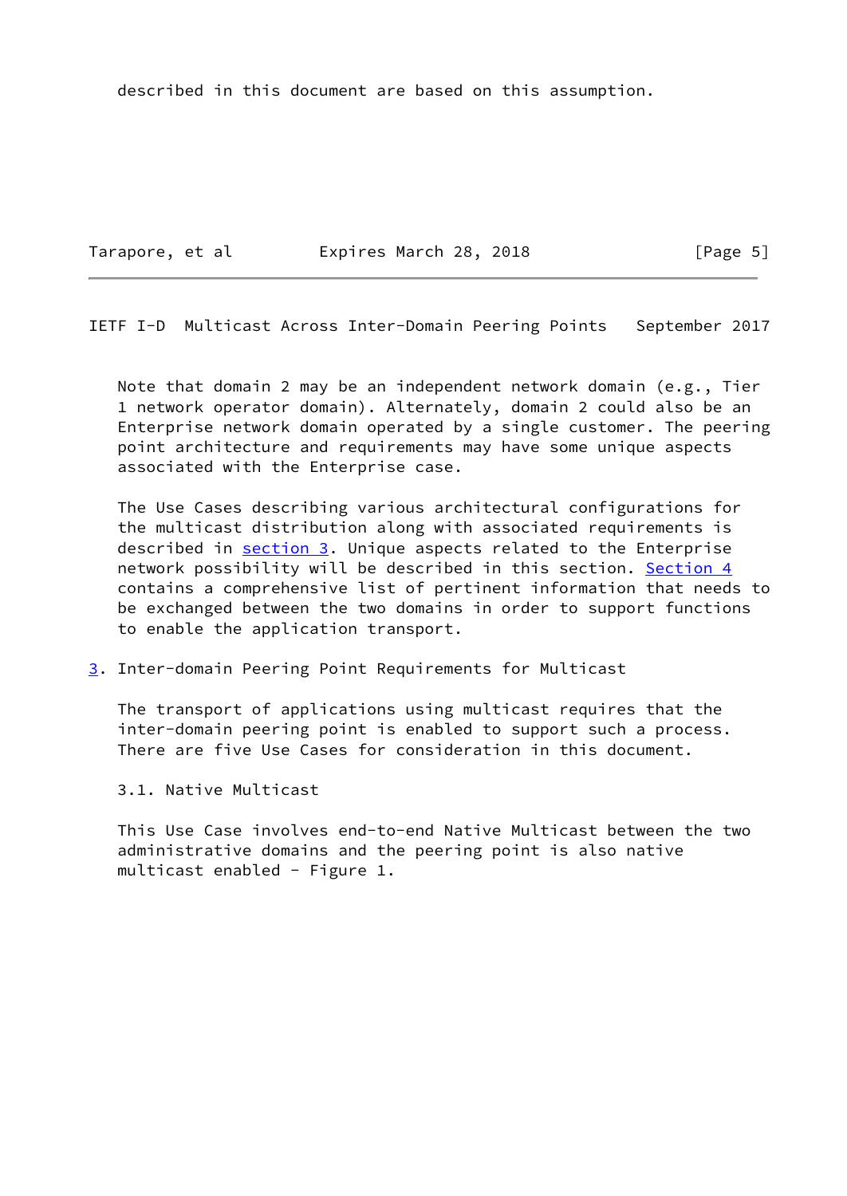described in this document are based on this assumption.

Note that domain 2 may be an independent network domain (e.g., Tier 1 network operator domain). Alternately, domain 2 could also be an Enterprise network domain operated by a single customer. The peering point architecture and requirements may have some unique aspects associated with the Enterprise case.

The Use Cases describing various architectural configurations for the multicast distribution along with associated requirements is described in section 3. Unique aspects related to the Enterprise network possibility will be described in this section. Section 4 contains a comprehensive list of pertinent information that needs to be exchanged between the two domains in order to support functions to enable the application transport.

## 3. Inter-domain Peering Point Requirements for Multicast

The transport of applications using multicast requires that the inter-domain peering point is enabled to support such a process. There are five Use Cases for consideration in this document.

### 3.1. Native Multicast

This Use Case involves end-to-end Native Multicast between the two administrative domains and the peering point is also native multicast enabled - Figure 1.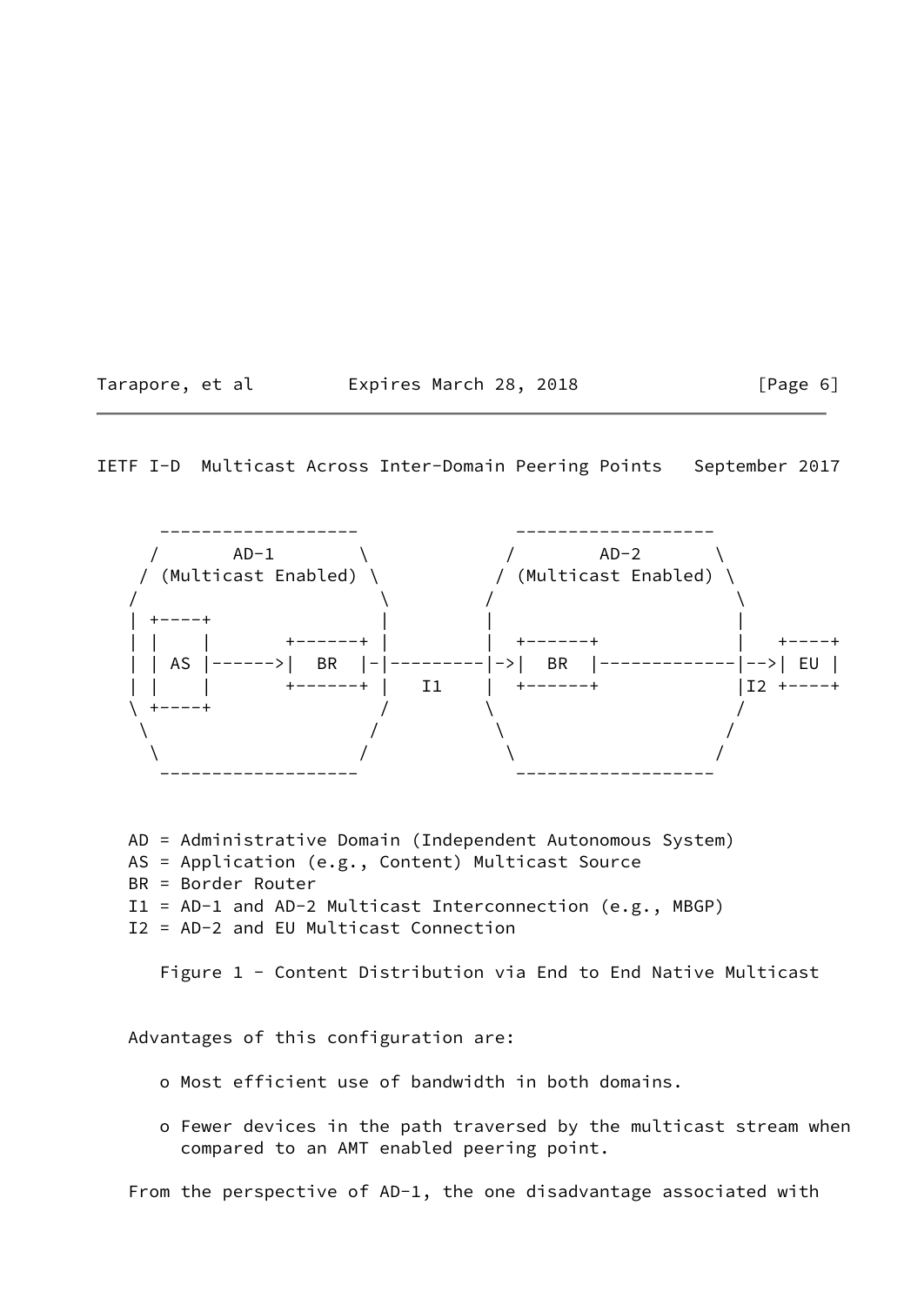```
      -------------------                -------------------
     /       AD-1        \              /        AD-2       \
    / (Multicast Enabled) \            / (Multicast Enabled) \
   /                       \          /                       \
   | +----+                |          |                       |
   | |    |       +------+ |          |  +------+             |   +----+
   | | AS |------>|  BR  |-|----------|->|  BR  |-------------|-->| EU |
   | |    |       +------+ |    I1    |  +------+             |I2 +----+
   \ +----+                /          \                       /
    \                     /            \                     /
     \                   /              \                   /
      -------------------                -------------------
```

AD = Administrative Domain (Independent Autonomous System)
AS = Application (e.g., Content) Multicast Source
BR = Border Router
I1 = AD-1 and AD-2 Multicast Interconnection (e.g., MBGP)
I2 = AD-2 and EU Multicast Connection

Figure 1 - Content Distribution via End to End Native Multicast

Advantages of this configuration are:

- Most efficient use of bandwidth in both domains.
- Fewer devices in the path traversed by the multicast stream when compared to an AMT enabled peering point.

From the perspective of AD-1, the one disadvantage associated with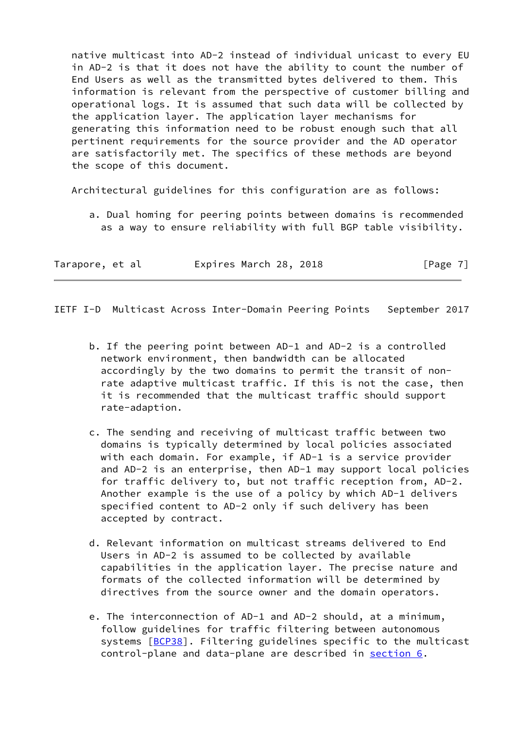native multicast into AD-2 instead of individual unicast to every EU in AD-2 is that it does not have the ability to count the number of End Users as well as the transmitted bytes delivered to them. This information is relevant from the perspective of customer billing and operational logs. It is assumed that such data will be collected by the application layer. The application layer mechanisms for generating this information need to be robust enough such that all pertinent requirements for the source provider and the AD operator are satisfactorily met. The specifics of these methods are beyond the scope of this document.

Architectural guidelines for this configuration are as follows:

a. Dual homing for peering points between domains is recommended as a way to ensure reliability with full BGP table visibility.

b. If the peering point between AD-1 and AD-2 is a controlled network environment, then bandwidth can be allocated accordingly by the two domains to permit the transit of non-rate adaptive multicast traffic. If this is not the case, then it is recommended that the multicast traffic should support rate-adaption.

c. The sending and receiving of multicast traffic between two domains is typically determined by local policies associated with each domain. For example, if AD-1 is a service provider and AD-2 is an enterprise, then AD-1 may support local policies for traffic delivery to, but not traffic reception from, AD-2. Another example is the use of a policy by which AD-1 delivers specified content to AD-2 only if such delivery has been accepted by contract.

d. Relevant information on multicast streams delivered to End Users in AD-2 is assumed to be collected by available capabilities in the application layer. The precise nature and formats of the collected information will be determined by directives from the source owner and the domain operators.

e. The interconnection of AD-1 and AD-2 should, at a minimum, follow guidelines for traffic filtering between autonomous systems [BCP38]. Filtering guidelines specific to the multicast control-plane and data-plane are described in section 6.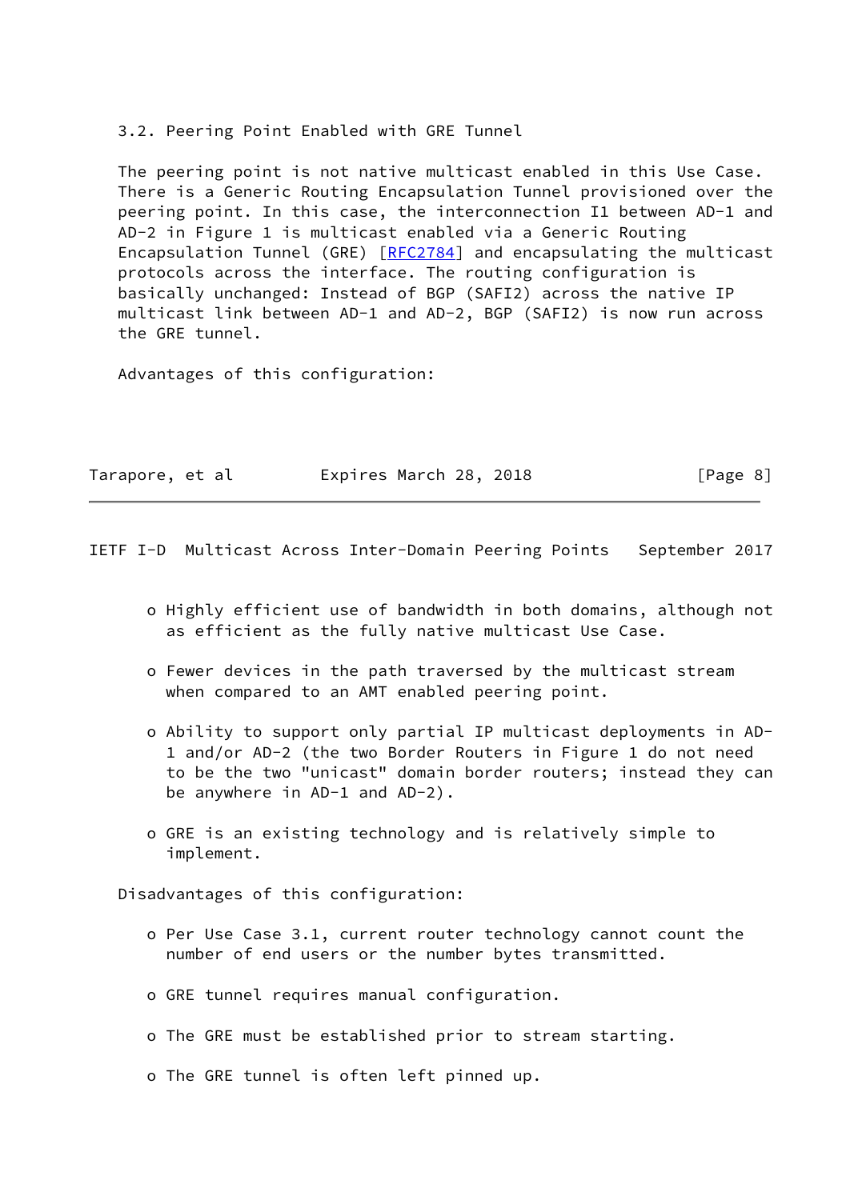### 3.2. Peering Point Enabled with GRE Tunnel

The peering point is not native multicast enabled in this Use Case. There is a Generic Routing Encapsulation Tunnel provisioned over the peering point. In this case, the interconnection I1 between AD-1 and AD-2 in Figure 1 is multicast enabled via a Generic Routing Encapsulation Tunnel (GRE) [RFC2784] and encapsulating the multicast protocols across the interface. The routing configuration is basically unchanged: Instead of BGP (SAFI2) across the native IP multicast link between AD-1 and AD-2, BGP (SAFI2) is now run across the GRE tunnel.

Advantages of this configuration:

- Highly efficient use of bandwidth in both domains, although not as efficient as the fully native multicast Use Case.
- Fewer devices in the path traversed by the multicast stream when compared to an AMT enabled peering point.
- Ability to support only partial IP multicast deployments in AD-1 and/or AD-2 (the two Border Routers in Figure 1 do not need to be the two "unicast" domain border routers; instead they can be anywhere in AD-1 and AD-2).
- GRE is an existing technology and is relatively simple to implement.

Disadvantages of this configuration:

- Per Use Case 3.1, current router technology cannot count the number of end users or the number bytes transmitted.
- GRE tunnel requires manual configuration.
- The GRE must be established prior to stream starting.
- The GRE tunnel is often left pinned up.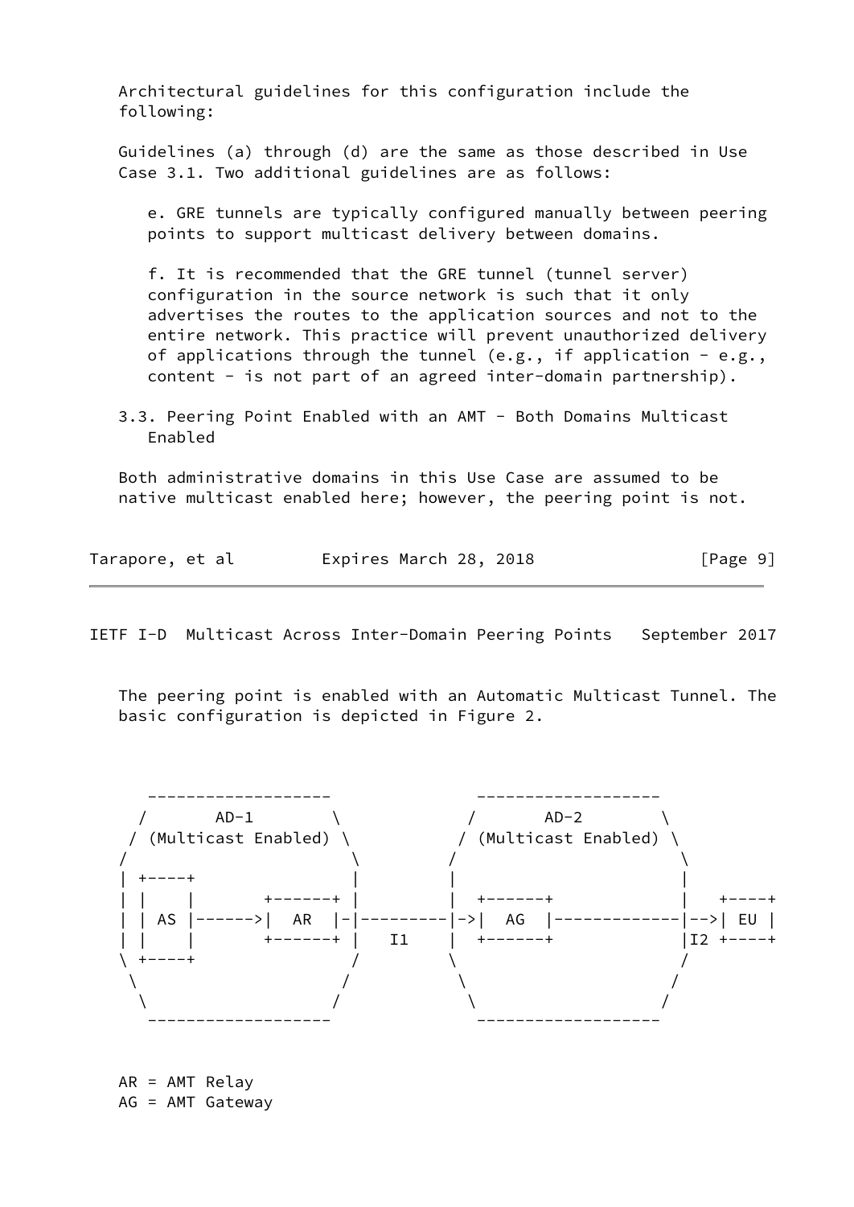Architectural guidelines for this configuration include the following:

Guidelines (a) through (d) are the same as those described in Use Case 3.1. Two additional guidelines are as follows:

e. GRE tunnels are typically configured manually between peering points to support multicast delivery between domains.

f. It is recommended that the GRE tunnel (tunnel server) configuration in the source network is such that it only advertises the routes to the application sources and not to the entire network. This practice will prevent unauthorized delivery of applications through the tunnel (e.g., if application - e.g., content - is not part of an agreed inter-domain partnership).

### 3.3. Peering Point Enabled with an AMT - Both Domains Multicast Enabled

Both administrative domains in this Use Case are assumed to be native multicast enabled here; however, the peering point is not.

The peering point is enabled with an Automatic Multicast Tunnel. The basic configuration is depicted in Figure 2.

```
   -------------------           -------------------
  /       AD-1        \         /       AD-2        \
 / (Multicast Enabled) \       / (Multicast Enabled) \
/                       \     /                       \
| +----+                 |   |                         |
| |    |       +------+ |   |  +------+               |   +----+
| | AS |------>|  AR  |-|---------|->|  AG  |-------------|-->| EU |
| |    |       +------+ |   I1    |  +------+             |I2 +----+
\ +----+                /     \                       /
 \                     /       \                     /
  \                   /         \                   /
   -------------------           -------------------
```

AR = AMT Relay
AG = AMT Gateway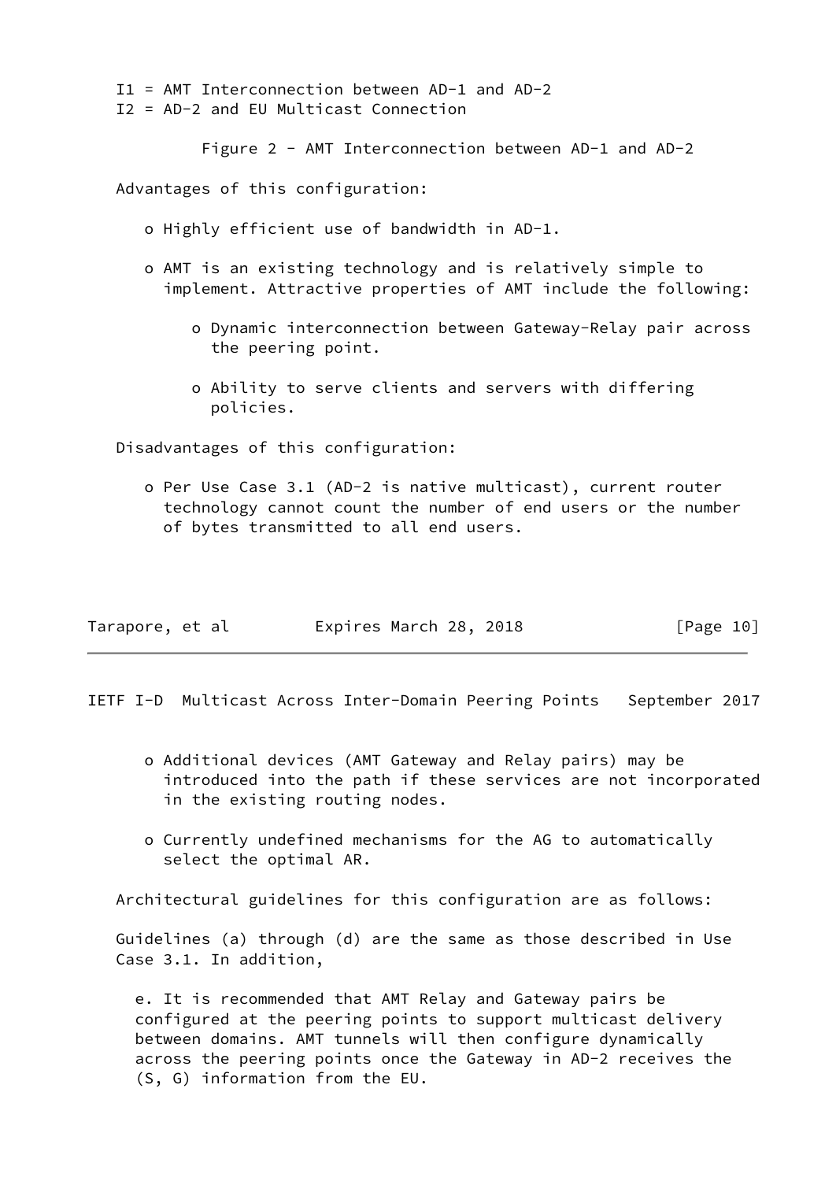I1 = AMT Interconnection between AD-1 and AD-2
I2 = AD-2 and EU Multicast Connection

Figure 2 - AMT Interconnection between AD-1 and AD-2

Advantages of this configuration:

- Highly efficient use of bandwidth in AD-1.
- AMT is an existing technology and is relatively simple to implement. Attractive properties of AMT include the following:
  - Dynamic interconnection between Gateway-Relay pair across the peering point.
  - Ability to serve clients and servers with differing policies.

Disadvantages of this configuration:

- Per Use Case 3.1 (AD-2 is native multicast), current router technology cannot count the number of end users or the number of bytes transmitted to all end users.
- Additional devices (AMT Gateway and Relay pairs) may be introduced into the path if these services are not incorporated in the existing routing nodes.
- Currently undefined mechanisms for the AG to automatically select the optimal AR.

Architectural guidelines for this configuration are as follows:

Guidelines (a) through (d) are the same as those described in Use Case 3.1. In addition,

e. It is recommended that AMT Relay and Gateway pairs be configured at the peering points to support multicast delivery between domains. AMT tunnels will then configure dynamically across the peering points once the Gateway in AD-2 receives the (S, G) information from the EU.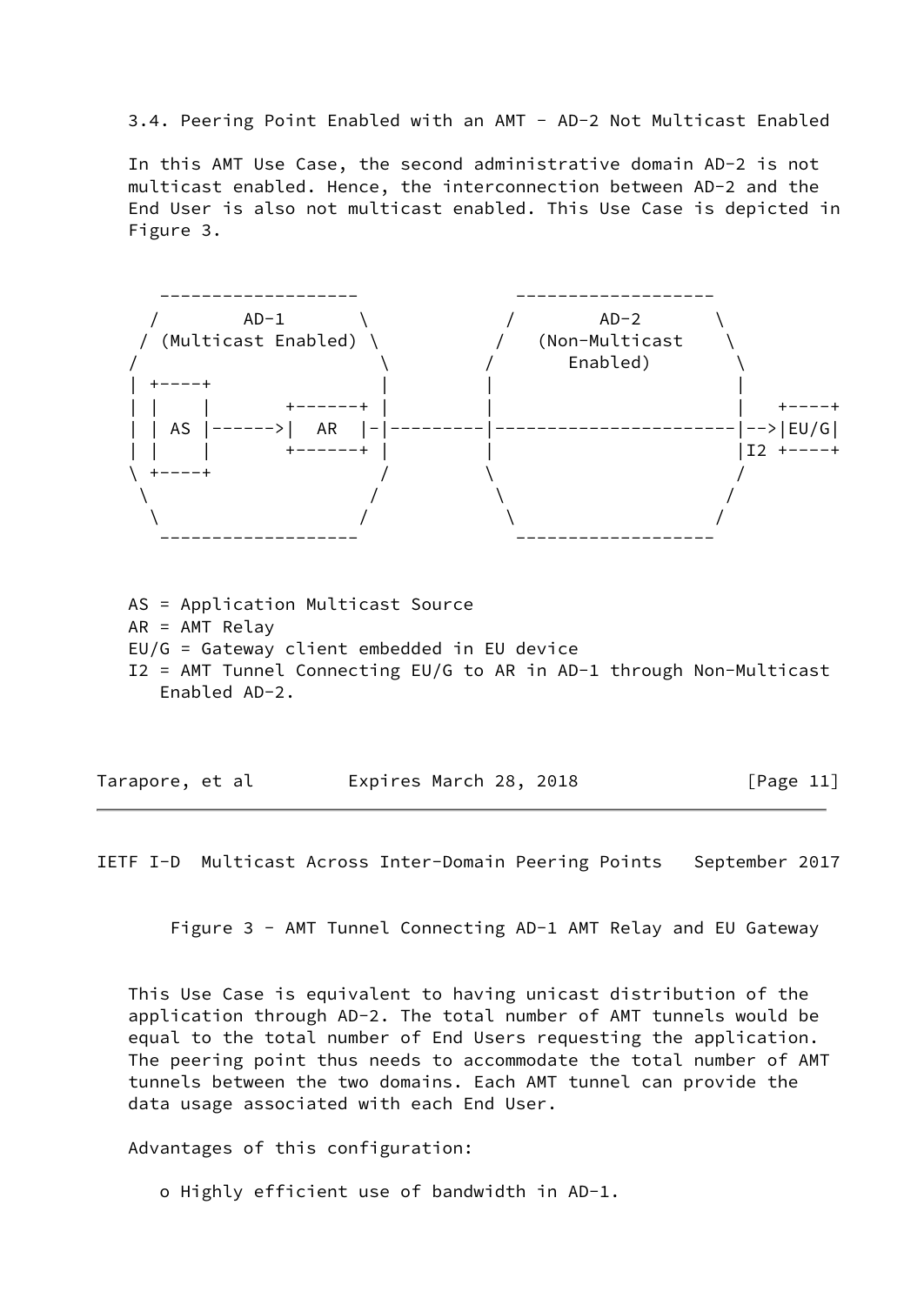### 3.4. Peering Point Enabled with an AMT - AD-2 Not Multicast Enabled

In this AMT Use Case, the second administrative domain AD-2 is not multicast enabled. Hence, the interconnection between AD-2 and the End User is also not multicast enabled. This Use Case is depicted in Figure 3.

```
     -------------------           -------------------
   /        AD-1       \          /        AD-2       \
  / (Multicast Enabled) \        /   (Non-Multicast    \
 /                       \      /       Enabled)        \
| +----+                  |    |                         |
| |    |       +------+   |    |                         |    +----+
| | AS |------>|  AR  |-|-|----|-----------------------|-->|EU/G|
| |    |       +------+   |    |                         |I2 +----+
\ +----+                  /    \                         /
 \                       /      \                       /
  \                     /        \                     /
     -------------------           -------------------
```

AS = Application Multicast Source
AR = AMT Relay
EU/G = Gateway client embedded in EU device
I2 = AMT Tunnel Connecting EU/G to AR in AD-1 through Non-Multicast Enabled AD-2.

Figure 3 - AMT Tunnel Connecting AD-1 AMT Relay and EU Gateway

This Use Case is equivalent to having unicast distribution of the application through AD-2. The total number of AMT tunnels would be equal to the total number of End Users requesting the application. The peering point thus needs to accommodate the total number of AMT tunnels between the two domains. Each AMT tunnel can provide the data usage associated with each End User.

Advantages of this configuration:

- o Highly efficient use of bandwidth in AD-1.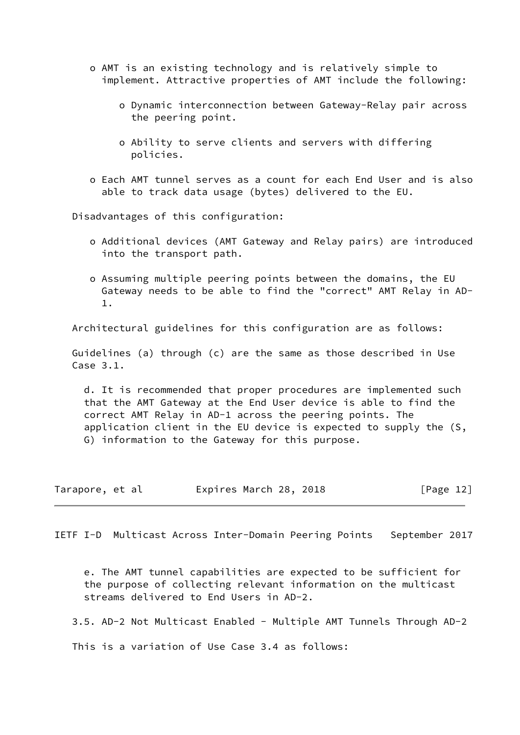- AMT is an existing technology and is relatively simple to implement. Attractive properties of AMT include the following:

  - Dynamic interconnection between Gateway-Relay pair across the peering point.

  - Ability to serve clients and servers with differing policies.

- Each AMT tunnel serves as a count for each End User and is also able to track data usage (bytes) delivered to the EU.

Disadvantages of this configuration:

- Additional devices (AMT Gateway and Relay pairs) are introduced into the transport path.

- Assuming multiple peering points between the domains, the EU Gateway needs to be able to find the "correct" AMT Relay in AD-1.

Architectural guidelines for this configuration are as follows:

Guidelines (a) through (c) are the same as those described in Use Case 3.1.

d. It is recommended that proper procedures are implemented such that the AMT Gateway at the End User device is able to find the correct AMT Relay in AD-1 across the peering points. The application client in the EU device is expected to supply the (S, G) information to the Gateway for this purpose.

e. The AMT tunnel capabilities are expected to be sufficient for the purpose of collecting relevant information on the multicast streams delivered to End Users in AD-2.

## 3.5. AD-2 Not Multicast Enabled - Multiple AMT Tunnels Through AD-2

This is a variation of Use Case 3.4 as follows: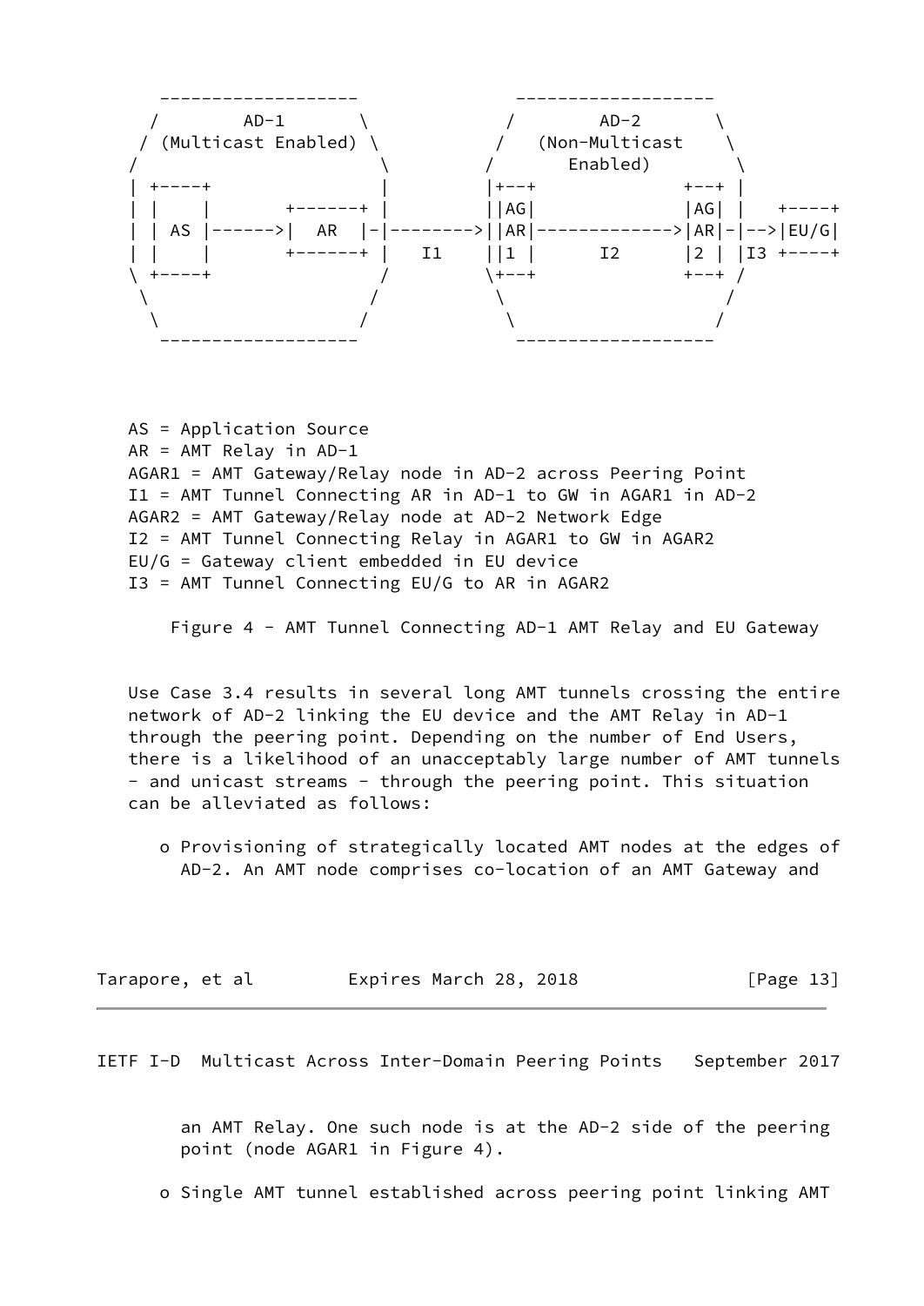```
     -------------------             -------------------
   /        AD-1       \            /        AD-2       \
  / (Multicast Enabled) \          /   (Non-Multicast    \
 /                       \        /       Enabled)        \
 | +----+                |       |+--+              +--+ |
 | |    |       +------+ |       ||AG|              |AG| |   +----+
 | | AS |------>|  AR  |-|-------->||AR|------------->|AR|-|-->|EU/G|
 | |    |       +------+ |   I1   ||1 |      I2      |2 | |I3 +----+
 \ +----+                /        \+--+              +--+ /
  \                     /          \                    /
   \                   /            \                  /
     -------------------             -------------------
```

AS = Application Source
AR = AMT Relay in AD-1
AGAR1 = AMT Gateway/Relay node in AD-2 across Peering Point
I1 = AMT Tunnel Connecting AR in AD-1 to GW in AGAR1 in AD-2
AGAR2 = AMT Gateway/Relay node at AD-2 Network Edge
I2 = AMT Tunnel Connecting Relay in AGAR1 to GW in AGAR2
EU/G = Gateway client embedded in EU device
I3 = AMT Tunnel Connecting EU/G to AR in AGAR2

Figure 4 - AMT Tunnel Connecting AD-1 AMT Relay and EU Gateway

Use Case 3.4 results in several long AMT tunnels crossing the entire network of AD-2 linking the EU device and the AMT Relay in AD-1 through the peering point. Depending on the number of End Users, there is a likelihood of an unacceptably large number of AMT tunnels - and unicast streams - through the peering point. This situation can be alleviated as follows:

o Provisioning of strategically located AMT nodes at the edges of AD-2. An AMT node comprises co-location of an AMT Gateway and an AMT Relay. One such node is at the AD-2 side of the peering point (node AGAR1 in Figure 4).

o Single AMT tunnel established across peering point linking AMT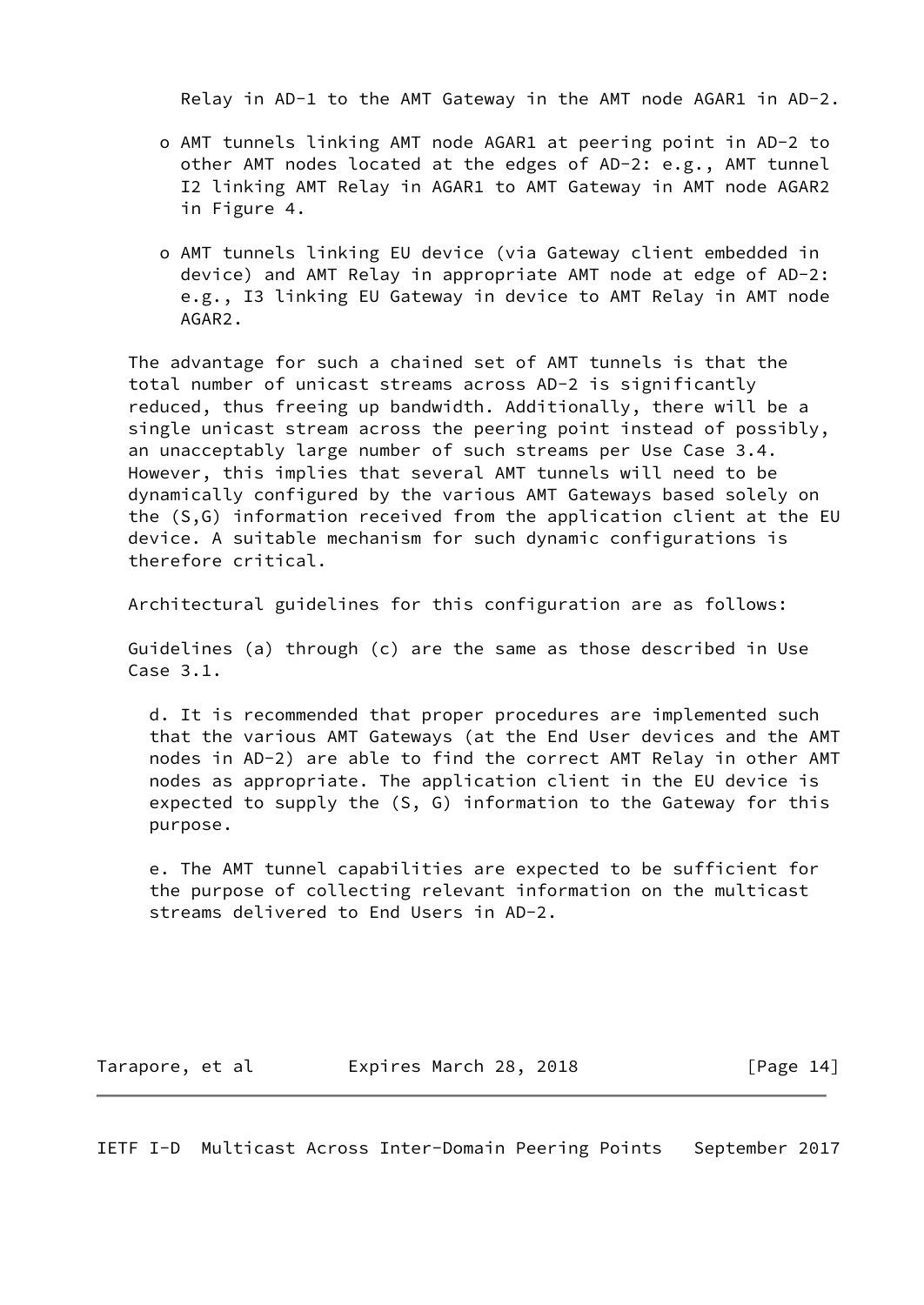Relay in AD-1 to the AMT Gateway in the AMT node AGAR1 in AD-2.

- AMT tunnels linking AMT node AGAR1 at peering point in AD-2 to other AMT nodes located at the edges of AD-2: e.g., AMT tunnel I2 linking AMT Relay in AGAR1 to AMT Gateway in AMT node AGAR2 in Figure 4.

- AMT tunnels linking EU device (via Gateway client embedded in device) and AMT Relay in appropriate AMT node at edge of AD-2: e.g., I3 linking EU Gateway in device to AMT Relay in AMT node AGAR2.

The advantage for such a chained set of AMT tunnels is that the total number of unicast streams across AD-2 is significantly reduced, thus freeing up bandwidth. Additionally, there will be a single unicast stream across the peering point instead of possibly, an unacceptably large number of such streams per Use Case 3.4. However, this implies that several AMT tunnels will need to be dynamically configured by the various AMT Gateways based solely on the (S,G) information received from the application client at the EU device. A suitable mechanism for such dynamic configurations is therefore critical.

Architectural guidelines for this configuration are as follows:

Guidelines (a) through (c) are the same as those described in Use Case 3.1.

d. It is recommended that proper procedures are implemented such that the various AMT Gateways (at the End User devices and the AMT nodes in AD-2) are able to find the correct AMT Relay in other AMT nodes as appropriate. The application client in the EU device is expected to supply the (S, G) information to the Gateway for this purpose.

e. The AMT tunnel capabilities are expected to be sufficient for the purpose of collecting relevant information on the multicast streams delivered to End Users in AD-2.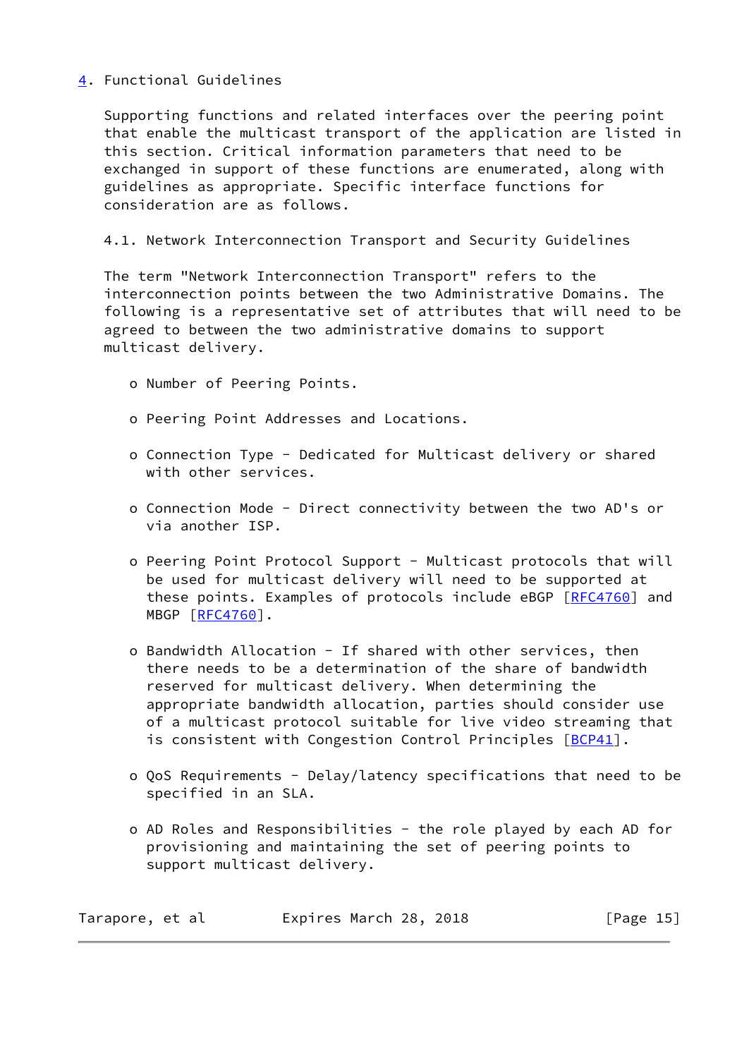## 4. Functional Guidelines

Supporting functions and related interfaces over the peering point that enable the multicast transport of the application are listed in this section. Critical information parameters that need to be exchanged in support of these functions are enumerated, along with guidelines as appropriate. Specific interface functions for consideration are as follows.

### 4.1. Network Interconnection Transport and Security Guidelines

The term "Network Interconnection Transport" refers to the interconnection points between the two Administrative Domains. The following is a representative set of attributes that will need to be agreed to between the two administrative domains to support multicast delivery.

- Number of Peering Points.
- Peering Point Addresses and Locations.
- Connection Type - Dedicated for Multicast delivery or shared with other services.
- Connection Mode - Direct connectivity between the two AD's or via another ISP.
- Peering Point Protocol Support - Multicast protocols that will be used for multicast delivery will need to be supported at these points. Examples of protocols include eBGP [RFC4760] and MBGP [RFC4760].
- Bandwidth Allocation - If shared with other services, then there needs to be a determination of the share of bandwidth reserved for multicast delivery. When determining the appropriate bandwidth allocation, parties should consider use of a multicast protocol suitable for live video streaming that is consistent with Congestion Control Principles [BCP41].
- QoS Requirements - Delay/latency specifications that need to be specified in an SLA.
- AD Roles and Responsibilities - the role played by each AD for provisioning and maintaining the set of peering points to support multicast delivery.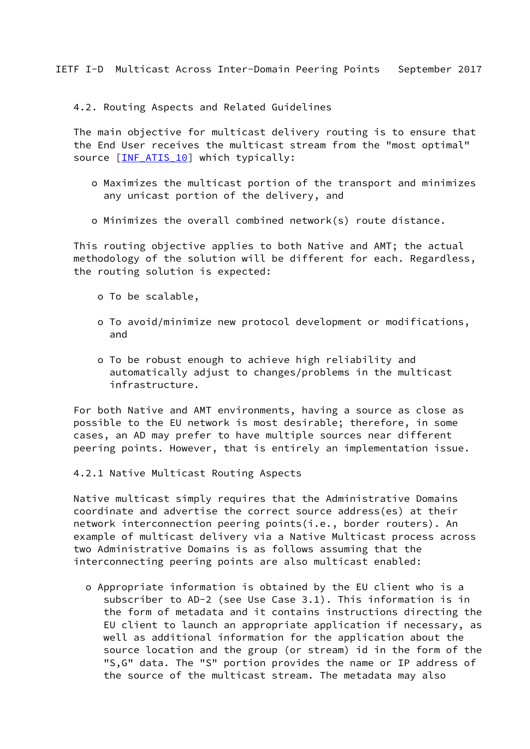## 4.2. Routing Aspects and Related Guidelines

The main objective for multicast delivery routing is to ensure that the End User receives the multicast stream from the "most optimal" source [INF_ATIS_10] which typically:

- Maximizes the multicast portion of the transport and minimizes any unicast portion of the delivery, and
- Minimizes the overall combined network(s) route distance.

This routing objective applies to both Native and AMT; the actual methodology of the solution will be different for each. Regardless, the routing solution is expected:

- To be scalable,
- To avoid/minimize new protocol development or modifications, and
- To be robust enough to achieve high reliability and automatically adjust to changes/problems in the multicast infrastructure.

For both Native and AMT environments, having a source as close as possible to the EU network is most desirable; therefore, in some cases, an AD may prefer to have multiple sources near different peering points. However, that is entirely an implementation issue.

### 4.2.1 Native Multicast Routing Aspects

Native multicast simply requires that the Administrative Domains coordinate and advertise the correct source address(es) at their network interconnection peering points(i.e., border routers). An example of multicast delivery via a Native Multicast process across two Administrative Domains is as follows assuming that the interconnecting peering points are also multicast enabled:

- Appropriate information is obtained by the EU client who is a subscriber to AD-2 (see Use Case 3.1). This information is in the form of metadata and it contains instructions directing the EU client to launch an appropriate application if necessary, as well as additional information for the application about the source location and the group (or stream) id in the form of the "S,G" data. The "S" portion provides the name or IP address of the source of the multicast stream. The metadata may also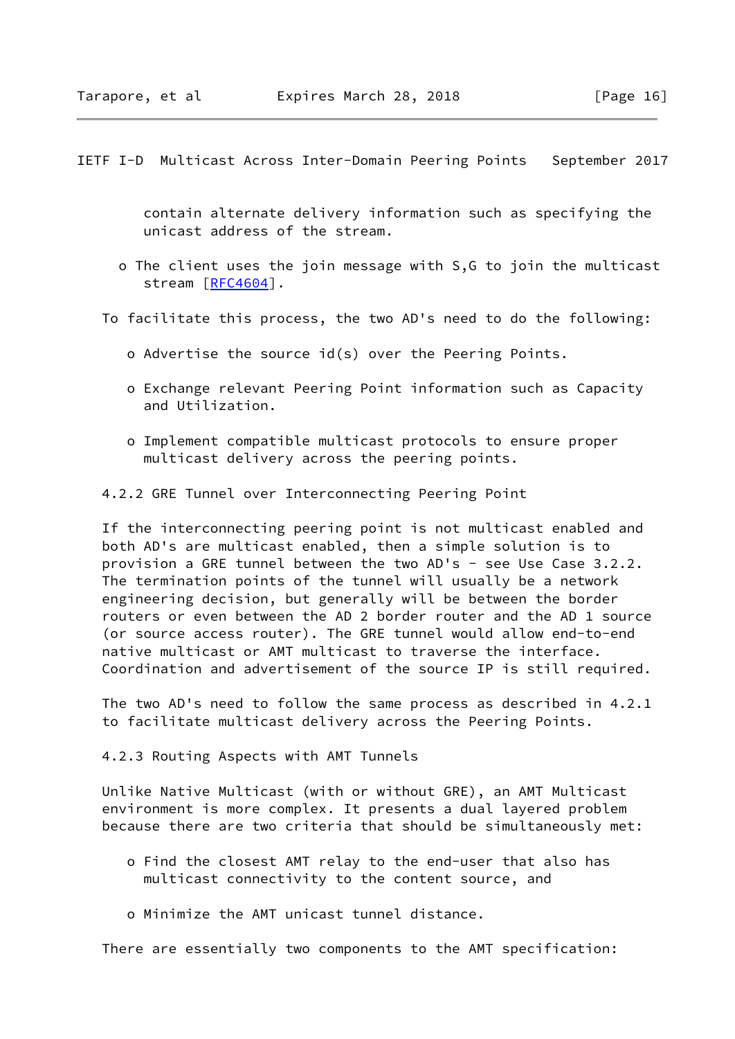contain alternate delivery information such as specifying the unicast address of the stream.

- The client uses the join message with S,G to join the multicast stream [RFC4604].

To facilitate this process, the two AD's need to do the following:

- Advertise the source id(s) over the Peering Points.
- Exchange relevant Peering Point information such as Capacity and Utilization.
- Implement compatible multicast protocols to ensure proper multicast delivery across the peering points.

### 4.2.2 GRE Tunnel over Interconnecting Peering Point

If the interconnecting peering point is not multicast enabled and both AD's are multicast enabled, then a simple solution is to provision a GRE tunnel between the two AD's - see Use Case 3.2.2. The termination points of the tunnel will usually be a network engineering decision, but generally will be between the border routers or even between the AD 2 border router and the AD 1 source (or source access router). The GRE tunnel would allow end-to-end native multicast or AMT multicast to traverse the interface. Coordination and advertisement of the source IP is still required.

The two AD's need to follow the same process as described in 4.2.1 to facilitate multicast delivery across the Peering Points.

### 4.2.3 Routing Aspects with AMT Tunnels

Unlike Native Multicast (with or without GRE), an AMT Multicast environment is more complex. It presents a dual layered problem because there are two criteria that should be simultaneously met:

- Find the closest AMT relay to the end-user that also has multicast connectivity to the content source, and
- Minimize the AMT unicast tunnel distance.

There are essentially two components to the AMT specification: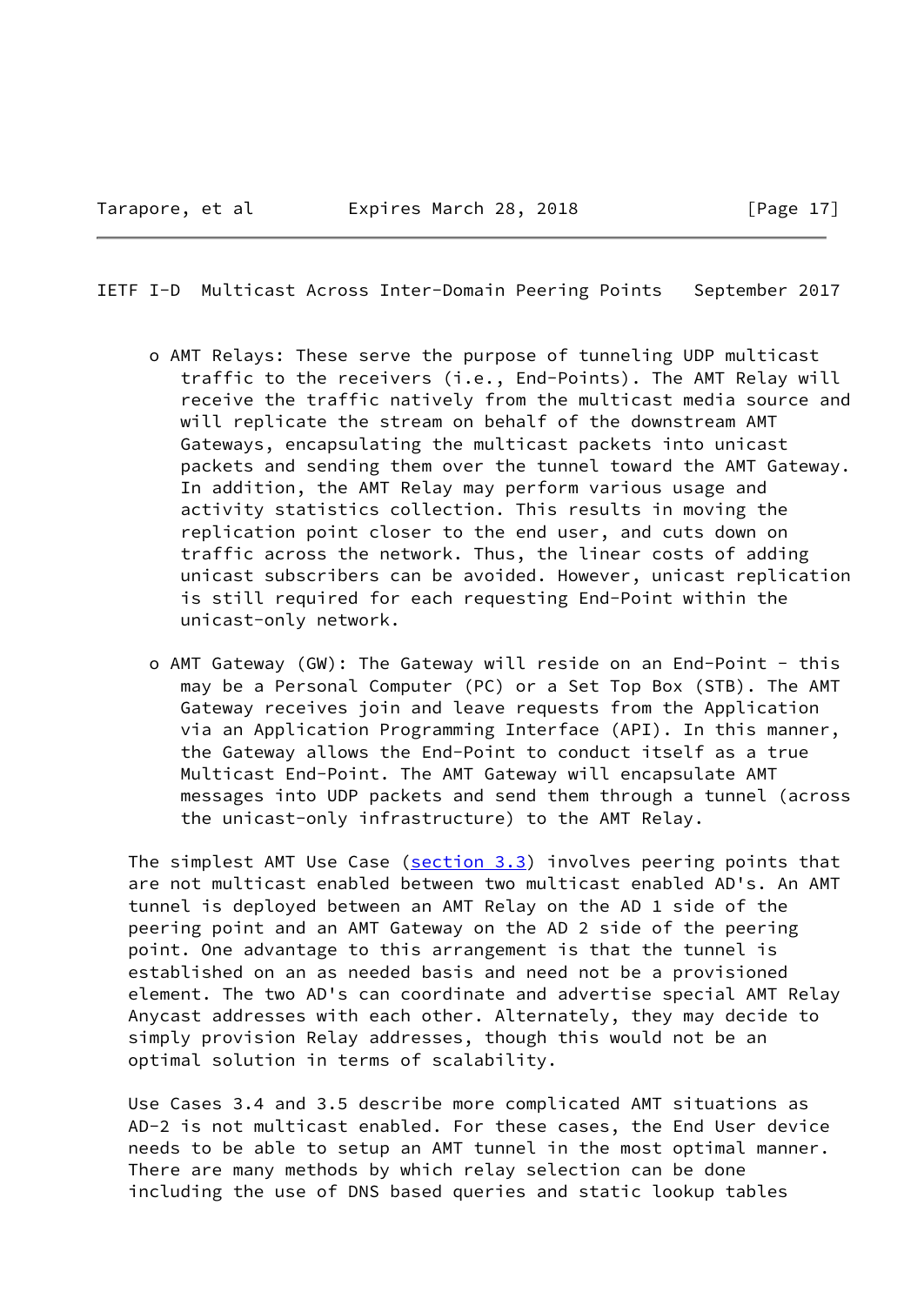- AMT Relays: These serve the purpose of tunneling UDP multicast traffic to the receivers (i.e., End-Points). The AMT Relay will receive the traffic natively from the multicast media source and will replicate the stream on behalf of the downstream AMT Gateways, encapsulating the multicast packets into unicast packets and sending them over the tunnel toward the AMT Gateway. In addition, the AMT Relay may perform various usage and activity statistics collection. This results in moving the replication point closer to the end user, and cuts down on traffic across the network. Thus, the linear costs of adding unicast subscribers can be avoided. However, unicast replication is still required for each requesting End-Point within the unicast-only network.

- AMT Gateway (GW): The Gateway will reside on an End-Point - this may be a Personal Computer (PC) or a Set Top Box (STB). The AMT Gateway receives join and leave requests from the Application via an Application Programming Interface (API). In this manner, the Gateway allows the End-Point to conduct itself as a true Multicast End-Point. The AMT Gateway will encapsulate AMT messages into UDP packets and send them through a tunnel (across the unicast-only infrastructure) to the AMT Relay.

The simplest AMT Use Case (section 3.3) involves peering points that are not multicast enabled between two multicast enabled AD's. An AMT tunnel is deployed between an AMT Relay on the AD 1 side of the peering point and an AMT Gateway on the AD 2 side of the peering point. One advantage to this arrangement is that the tunnel is established on an as needed basis and need not be a provisioned element. The two AD's can coordinate and advertise special AMT Relay Anycast addresses with each other. Alternately, they may decide to simply provision Relay addresses, though this would not be an optimal solution in terms of scalability.

Use Cases 3.4 and 3.5 describe more complicated AMT situations as AD-2 is not multicast enabled. For these cases, the End User device needs to be able to setup an AMT tunnel in the most optimal manner. There are many methods by which relay selection can be done including the use of DNS based queries and static lookup tables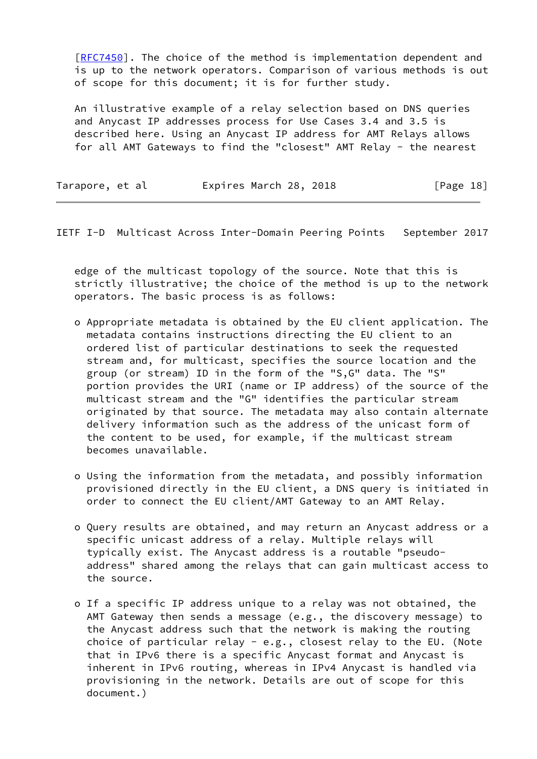[RFC7450]. The choice of the method is implementation dependent and is up to the network operators. Comparison of various methods is out of scope for this document; it is for further study.

An illustrative example of a relay selection based on DNS queries and Anycast IP addresses process for Use Cases 3.4 and 3.5 is described here. Using an Anycast IP address for AMT Relays allows for all AMT Gateways to find the "closest" AMT Relay - the nearest edge of the multicast topology of the source. Note that this is strictly illustrative; the choice of the method is up to the network operators. The basic process is as follows:

- Appropriate metadata is obtained by the EU client application. The metadata contains instructions directing the EU client to an ordered list of particular destinations to seek the requested stream and, for multicast, specifies the source location and the group (or stream) ID in the form of the "S,G" data. The "S" portion provides the URI (name or IP address) of the source of the multicast stream and the "G" identifies the particular stream originated by that source. The metadata may also contain alternate delivery information such as the address of the unicast form of the content to be used, for example, if the multicast stream becomes unavailable.

- Using the information from the metadata, and possibly information provisioned directly in the EU client, a DNS query is initiated in order to connect the EU client/AMT Gateway to an AMT Relay.

- Query results are obtained, and may return an Anycast address or a specific unicast address of a relay. Multiple relays will typically exist. The Anycast address is a routable "pseudo-address" shared among the relays that can gain multicast access to the source.

- If a specific IP address unique to a relay was not obtained, the AMT Gateway then sends a message (e.g., the discovery message) to the Anycast address such that the network is making the routing choice of particular relay - e.g., closest relay to the EU. (Note that in IPv6 there is a specific Anycast format and Anycast is inherent in IPv6 routing, whereas in IPv4 Anycast is handled via provisioning in the network. Details are out of scope for this document.)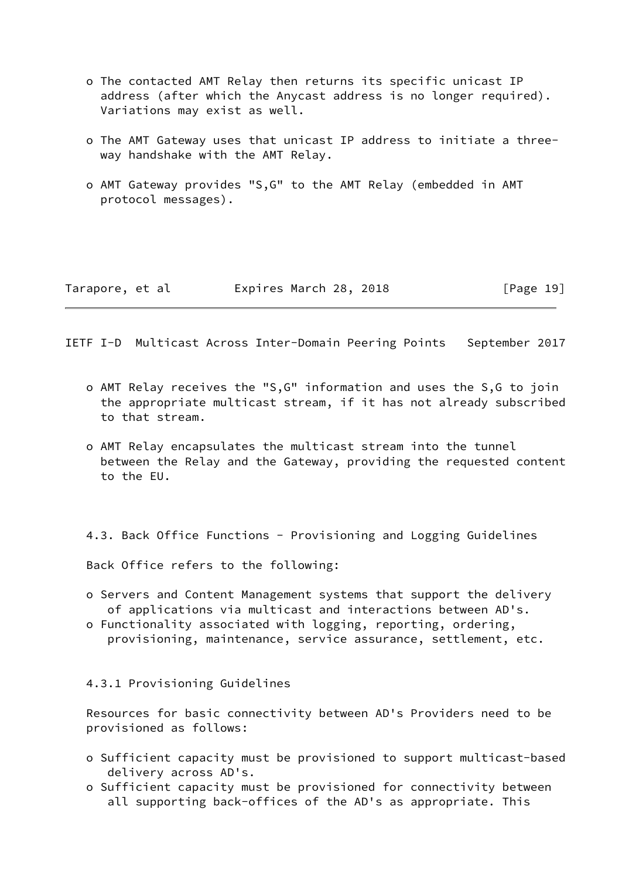- The contacted AMT Relay then returns its specific unicast IP address (after which the Anycast address is no longer required). Variations may exist as well.

- The AMT Gateway uses that unicast IP address to initiate a three-way handshake with the AMT Relay.

- AMT Gateway provides "S,G" to the AMT Relay (embedded in AMT protocol messages).

- AMT Relay receives the "S,G" information and uses the S,G to join the appropriate multicast stream, if it has not already subscribed to that stream.

- AMT Relay encapsulates the multicast stream into the tunnel between the Relay and the Gateway, providing the requested content to the EU.

### 4.3. Back Office Functions - Provisioning and Logging Guidelines

Back Office refers to the following:

- Servers and Content Management systems that support the delivery of applications via multicast and interactions between AD's.
- Functionality associated with logging, reporting, ordering, provisioning, maintenance, service assurance, settlement, etc.

#### 4.3.1 Provisioning Guidelines

Resources for basic connectivity between AD's Providers need to be provisioned as follows:

- Sufficient capacity must be provisioned to support multicast-based delivery across AD's.
- Sufficient capacity must be provisioned for connectivity between all supporting back-offices of the AD's as appropriate. This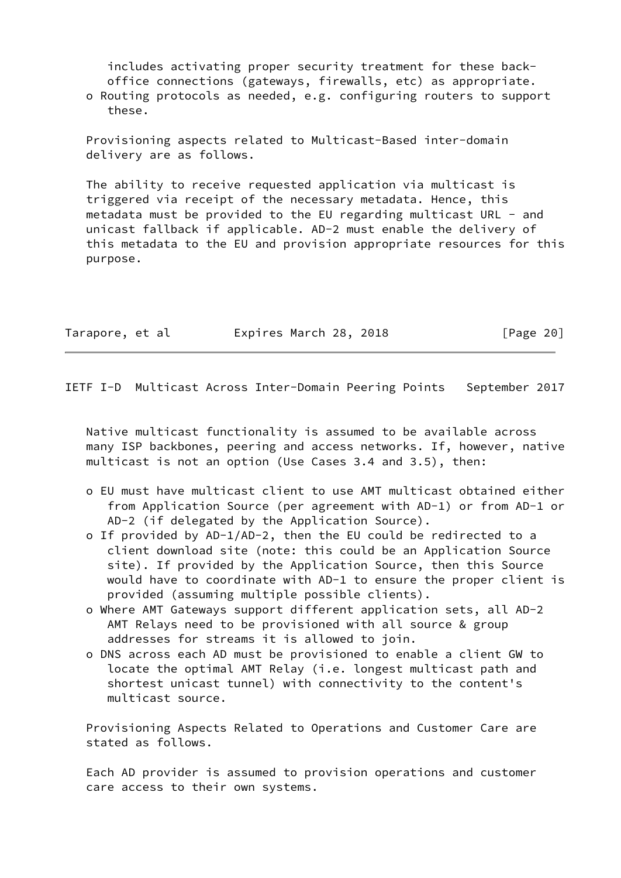includes activating proper security treatment for these back-office connections (gateways, firewalls, etc) as appropriate.

- Routing protocols as needed, e.g. configuring routers to support these.

Provisioning aspects related to Multicast-Based inter-domain delivery are as follows.

The ability to receive requested application via multicast is triggered via receipt of the necessary metadata. Hence, this metadata must be provided to the EU regarding multicast URL - and unicast fallback if applicable. AD-2 must enable the delivery of this metadata to the EU and provision appropriate resources for this purpose.

Native multicast functionality is assumed to be available across many ISP backbones, peering and access networks. If, however, native multicast is not an option (Use Cases 3.4 and 3.5), then:

- EU must have multicast client to use AMT multicast obtained either from Application Source (per agreement with AD-1) or from AD-1 or AD-2 (if delegated by the Application Source).
- If provided by AD-1/AD-2, then the EU could be redirected to a client download site (note: this could be an Application Source site). If provided by the Application Source, then this Source would have to coordinate with AD-1 to ensure the proper client is provided (assuming multiple possible clients).
- Where AMT Gateways support different application sets, all AD-2 AMT Relays need to be provisioned with all source & group addresses for streams it is allowed to join.
- DNS across each AD must be provisioned to enable a client GW to locate the optimal AMT Relay (i.e. longest multicast path and shortest unicast tunnel) with connectivity to the content's multicast source.

Provisioning Aspects Related to Operations and Customer Care are stated as follows.

Each AD provider is assumed to provision operations and customer care access to their own systems.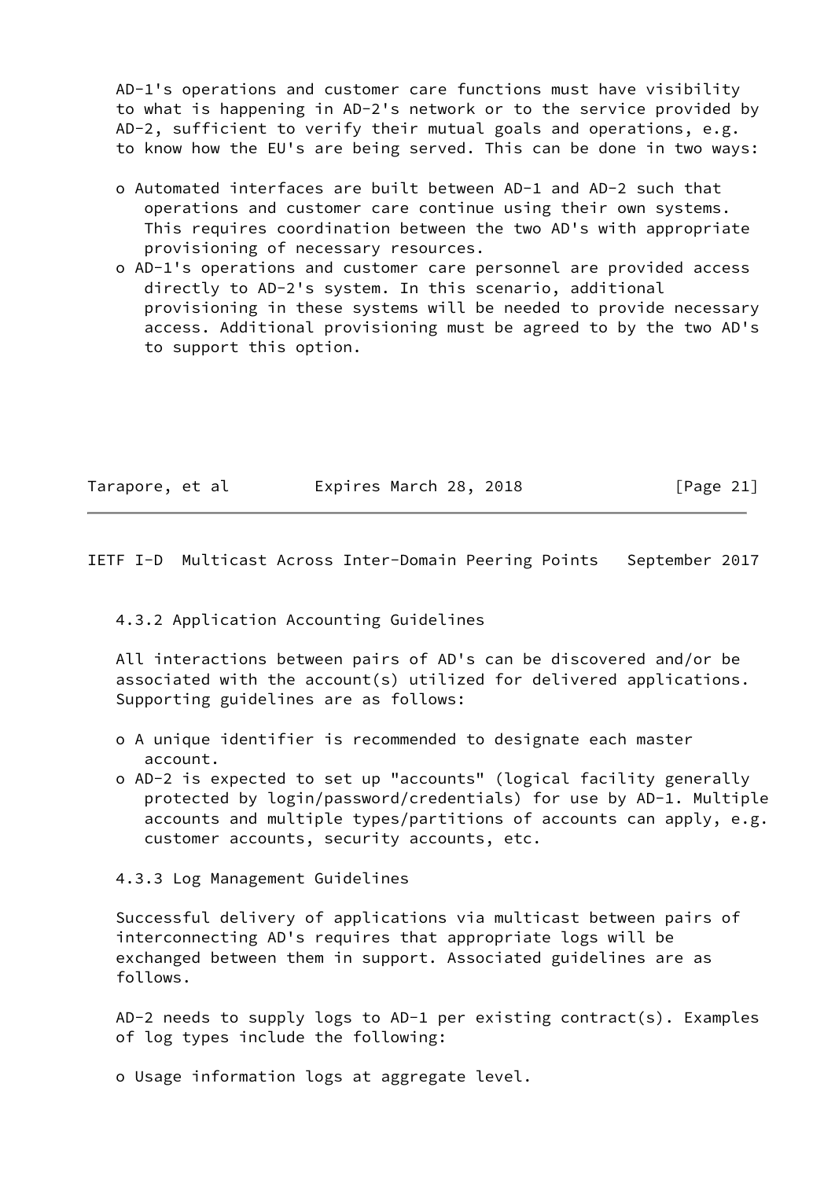AD-1's operations and customer care functions must have visibility to what is happening in AD-2's network or to the service provided by AD-2, sufficient to verify their mutual goals and operations, e.g. to know how the EU's are being served. This can be done in two ways:

- o Automated interfaces are built between AD-1 and AD-2 such that operations and customer care continue using their own systems. This requires coordination between the two AD's with appropriate provisioning of necessary resources.
- o AD-1's operations and customer care personnel are provided access directly to AD-2's system. In this scenario, additional provisioning in these systems will be needed to provide necessary access. Additional provisioning must be agreed to by the two AD's to support this option.

### 4.3.2 Application Accounting Guidelines

All interactions between pairs of AD's can be discovered and/or be associated with the account(s) utilized for delivered applications. Supporting guidelines are as follows:

- o A unique identifier is recommended to designate each master account.
- o AD-2 is expected to set up "accounts" (logical facility generally protected by login/password/credentials) for use by AD-1. Multiple accounts and multiple types/partitions of accounts can apply, e.g. customer accounts, security accounts, etc.

### 4.3.3 Log Management Guidelines

Successful delivery of applications via multicast between pairs of interconnecting AD's requires that appropriate logs will be exchanged between them in support. Associated guidelines are as follows.

AD-2 needs to supply logs to AD-1 per existing contract(s). Examples of log types include the following:

- o Usage information logs at aggregate level.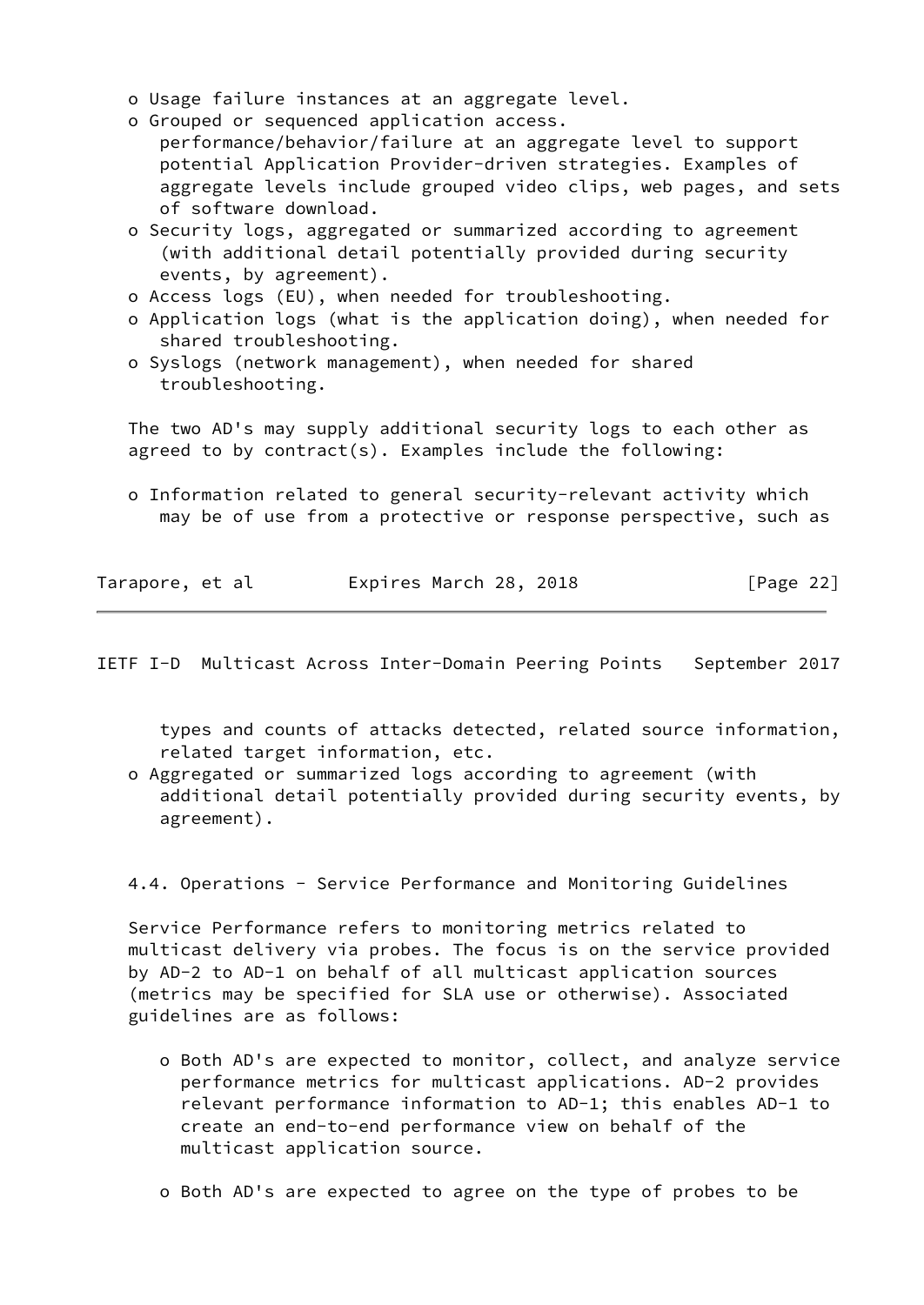- Usage failure instances at an aggregate level.
- Grouped or sequenced application access. performance/behavior/failure at an aggregate level to support potential Application Provider-driven strategies. Examples of aggregate levels include grouped video clips, web pages, and sets of software download.
- Security logs, aggregated or summarized according to agreement (with additional detail potentially provided during security events, by agreement).
- Access logs (EU), when needed for troubleshooting.
- Application logs (what is the application doing), when needed for shared troubleshooting.
- Syslogs (network management), when needed for shared troubleshooting.

The two AD's may supply additional security logs to each other as agreed to by contract(s). Examples include the following:

- Information related to general security-relevant activity which may be of use from a protective or response perspective, such as types and counts of attacks detected, related source information, related target information, etc.
- Aggregated or summarized logs according to agreement (with additional detail potentially provided during security events, by agreement).

### 4.4. Operations - Service Performance and Monitoring Guidelines

Service Performance refers to monitoring metrics related to multicast delivery via probes. The focus is on the service provided by AD-2 to AD-1 on behalf of all multicast application sources (metrics may be specified for SLA use or otherwise). Associated guidelines are as follows:

- Both AD's are expected to monitor, collect, and analyze service performance metrics for multicast applications. AD-2 provides relevant performance information to AD-1; this enables AD-1 to create an end-to-end performance view on behalf of the multicast application source.

- Both AD's are expected to agree on the type of probes to be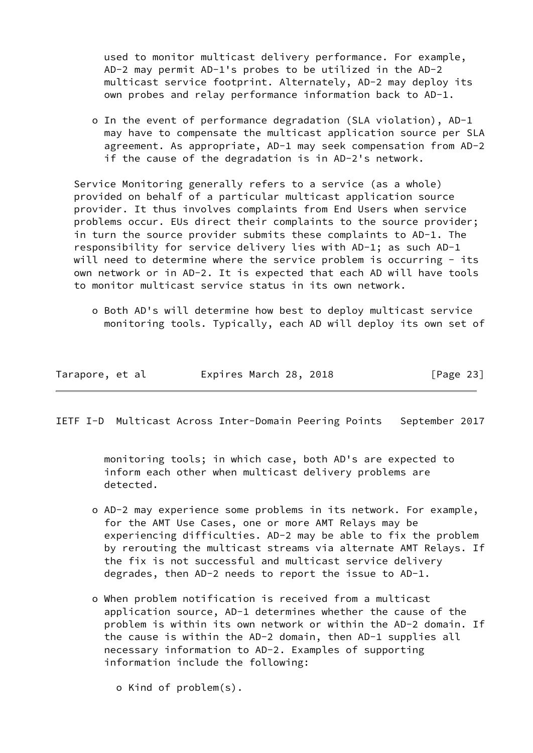used to monitor multicast delivery performance. For example, AD-2 may permit AD-1's probes to be utilized in the AD-2 multicast service footprint. Alternately, AD-2 may deploy its own probes and relay performance information back to AD-1.

- In the event of performance degradation (SLA violation), AD-1 may have to compensate the multicast application source per SLA agreement. As appropriate, AD-1 may seek compensation from AD-2 if the cause of the degradation is in AD-2's network.

Service Monitoring generally refers to a service (as a whole) provided on behalf of a particular multicast application source provider. It thus involves complaints from End Users when service problems occur. EUs direct their complaints to the source provider; in turn the source provider submits these complaints to AD-1. The responsibility for service delivery lies with AD-1; as such AD-1 will need to determine where the service problem is occurring - its own network or in AD-2. It is expected that each AD will have tools to monitor multicast service status in its own network.

- Both AD's will determine how best to deploy multicast service monitoring tools. Typically, each AD will deploy its own set of monitoring tools; in which case, both AD's are expected to inform each other when multicast delivery problems are detected.

- AD-2 may experience some problems in its network. For example, for the AMT Use Cases, one or more AMT Relays may be experiencing difficulties. AD-2 may be able to fix the problem by rerouting the multicast streams via alternate AMT Relays. If the fix is not successful and multicast service delivery degrades, then AD-2 needs to report the issue to AD-1.

- When problem notification is received from a multicast application source, AD-1 determines whether the cause of the problem is within its own network or within the AD-2 domain. If the cause is within the AD-2 domain, then AD-1 supplies all necessary information to AD-2. Examples of supporting information include the following:

  - Kind of problem(s).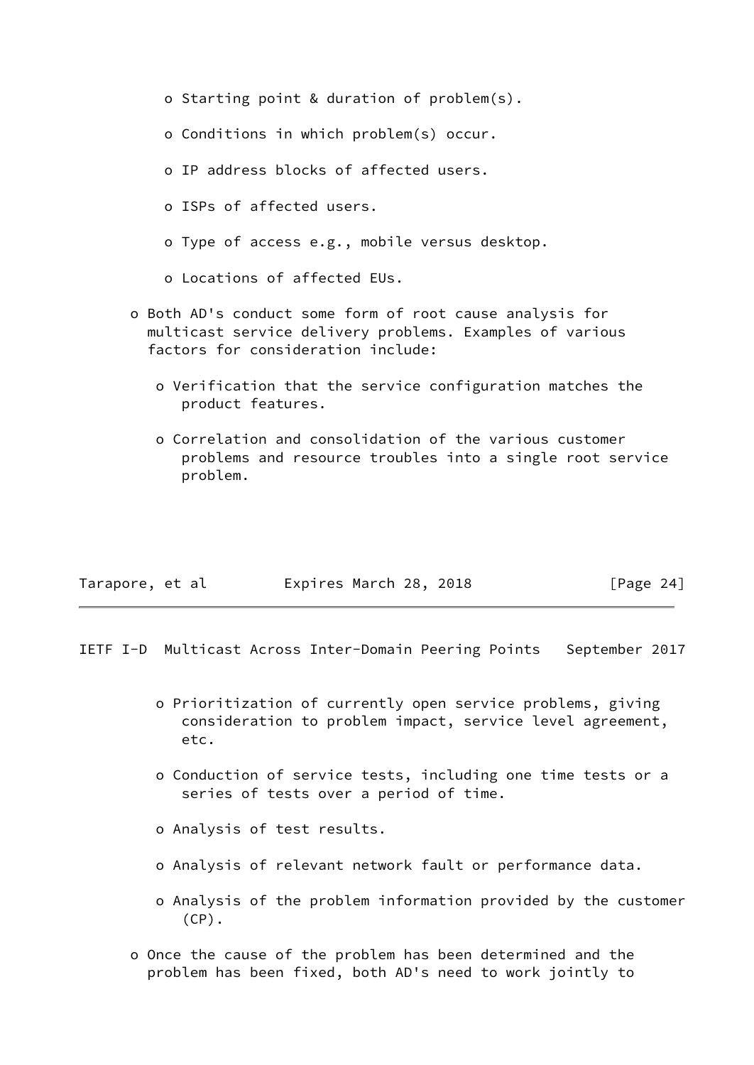- Starting point & duration of problem(s).

- Conditions in which problem(s) occur.

- IP address blocks of affected users.

- ISPs of affected users.

- Type of access e.g., mobile versus desktop.

- Locations of affected EUs.

- Both AD's conduct some form of root cause analysis for multicast service delivery problems. Examples of various factors for consideration include:

  - Verification that the service configuration matches the product features.

  - Correlation and consolidation of the various customer problems and resource troubles into a single root service problem.

  - Prioritization of currently open service problems, giving consideration to problem impact, service level agreement, etc.

  - Conduction of service tests, including one time tests or a series of tests over a period of time.

  - Analysis of test results.

  - Analysis of relevant network fault or performance data.

  - Analysis of the problem information provided by the customer (CP).

- Once the cause of the problem has been determined and the problem has been fixed, both AD's need to work jointly to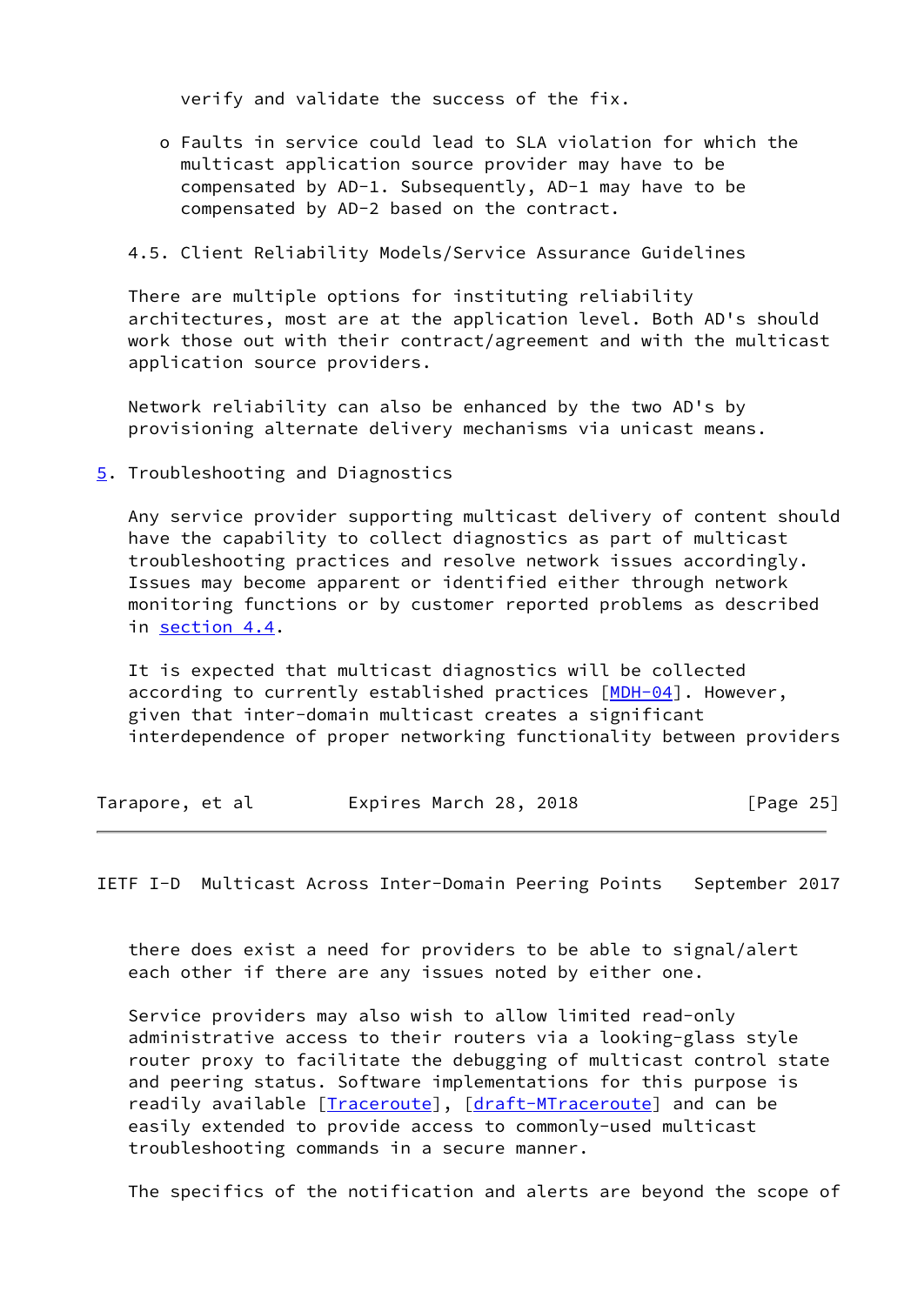verify and validate the success of the fix.

- Faults in service could lead to SLA violation for which the multicast application source provider may have to be compensated by AD-1. Subsequently, AD-1 may have to be compensated by AD-2 based on the contract.

### 4.5. Client Reliability Models/Service Assurance Guidelines

There are multiple options for instituting reliability architectures, most are at the application level. Both AD's should work those out with their contract/agreement and with the multicast application source providers.

Network reliability can also be enhanced by the two AD's by provisioning alternate delivery mechanisms via unicast means.

## 5. Troubleshooting and Diagnostics

Any service provider supporting multicast delivery of content should have the capability to collect diagnostics as part of multicast troubleshooting practices and resolve network issues accordingly. Issues may become apparent or identified either through network monitoring functions or by customer reported problems as described in section 4.4.

It is expected that multicast diagnostics will be collected according to currently established practices [MDH-04]. However, given that inter-domain multicast creates a significant interdependence of proper networking functionality between providers there does exist a need for providers to be able to signal/alert each other if there are any issues noted by either one.

Service providers may also wish to allow limited read-only administrative access to their routers via a looking-glass style router proxy to facilitate the debugging of multicast control state and peering status. Software implementations for this purpose is readily available [Traceroute], [draft-MTraceroute] and can be easily extended to provide access to commonly-used multicast troubleshooting commands in a secure manner.

The specifics of the notification and alerts are beyond the scope of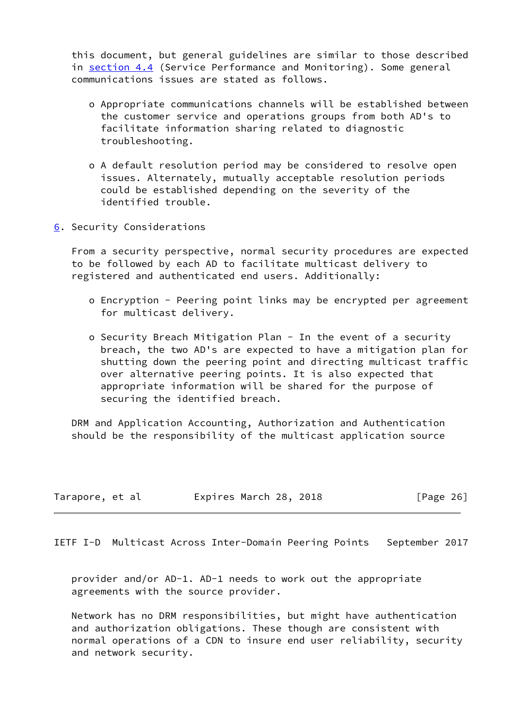this document, but general guidelines are similar to those described in section 4.4 (Service Performance and Monitoring). Some general communications issues are stated as follows.

- Appropriate communications channels will be established between the customer service and operations groups from both AD's to facilitate information sharing related to diagnostic troubleshooting.

- A default resolution period may be considered to resolve open issues. Alternately, mutually acceptable resolution periods could be established depending on the severity of the identified trouble.

## 6. Security Considerations

From a security perspective, normal security procedures are expected to be followed by each AD to facilitate multicast delivery to registered and authenticated end users. Additionally:

- Encryption - Peering point links may be encrypted per agreement for multicast delivery.

- Security Breach Mitigation Plan - In the event of a security breach, the two AD's are expected to have a mitigation plan for shutting down the peering point and directing multicast traffic over alternative peering points. It is also expected that appropriate information will be shared for the purpose of securing the identified breach.

DRM and Application Accounting, Authorization and Authentication should be the responsibility of the multicast application source provider and/or AD-1. AD-1 needs to work out the appropriate agreements with the source provider.

Network has no DRM responsibilities, but might have authentication and authorization obligations. These though are consistent with normal operations of a CDN to insure end user reliability, security and network security.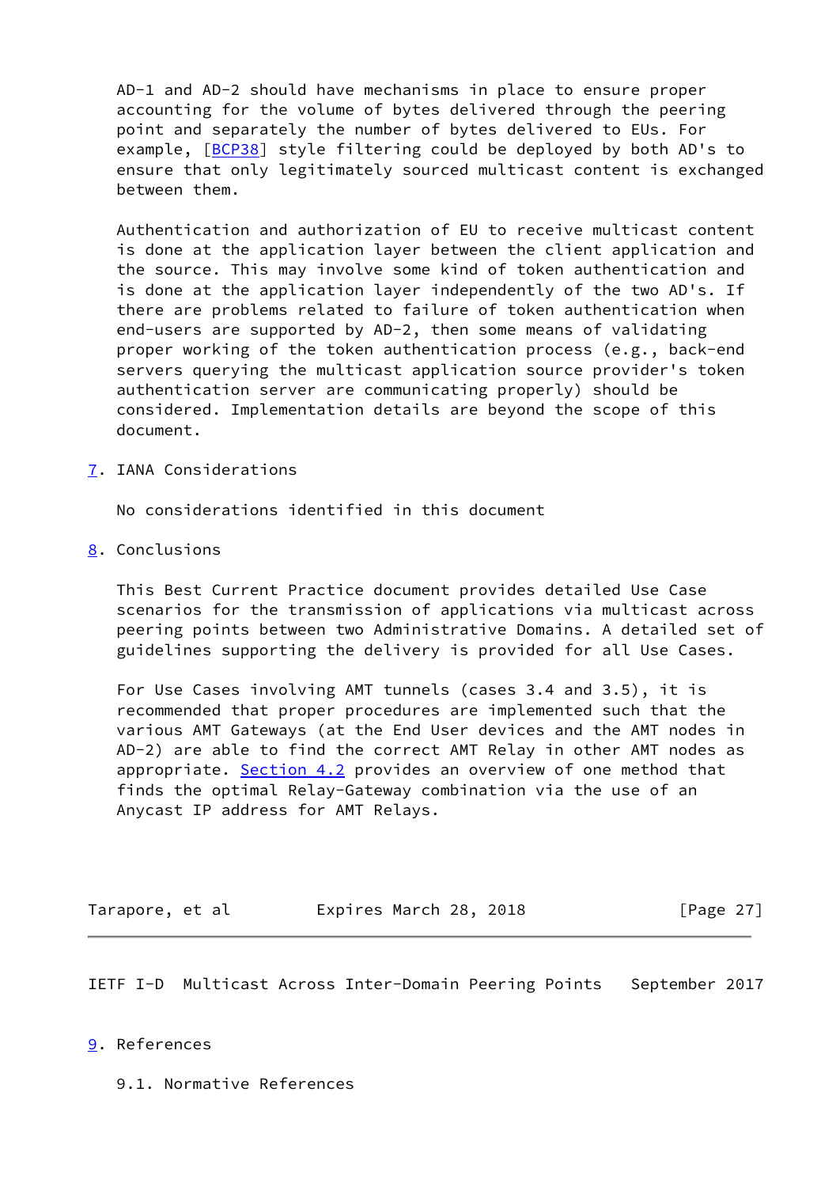AD-1 and AD-2 should have mechanisms in place to ensure proper accounting for the volume of bytes delivered through the peering point and separately the number of bytes delivered to EUs. For example, [BCP38] style filtering could be deployed by both AD's to ensure that only legitimately sourced multicast content is exchanged between them.

Authentication and authorization of EU to receive multicast content is done at the application layer between the client application and the source. This may involve some kind of token authentication and is done at the application layer independently of the two AD's. If there are problems related to failure of token authentication when end-users are supported by AD-2, then some means of validating proper working of the token authentication process (e.g., back-end servers querying the multicast application source provider's token authentication server are communicating properly) should be considered. Implementation details are beyond the scope of this document.

## 7. IANA Considerations

No considerations identified in this document

## 8. Conclusions

This Best Current Practice document provides detailed Use Case scenarios for the transmission of applications via multicast across peering points between two Administrative Domains. A detailed set of guidelines supporting the delivery is provided for all Use Cases.

For Use Cases involving AMT tunnels (cases 3.4 and 3.5), it is recommended that proper procedures are implemented such that the various AMT Gateways (at the End User devices and the AMT nodes in AD-2) are able to find the correct AMT Relay in other AMT nodes as appropriate. Section 4.2 provides an overview of one method that finds the optimal Relay-Gateway combination via the use of an Anycast IP address for AMT Relays.

## 9. References

### 9.1. Normative References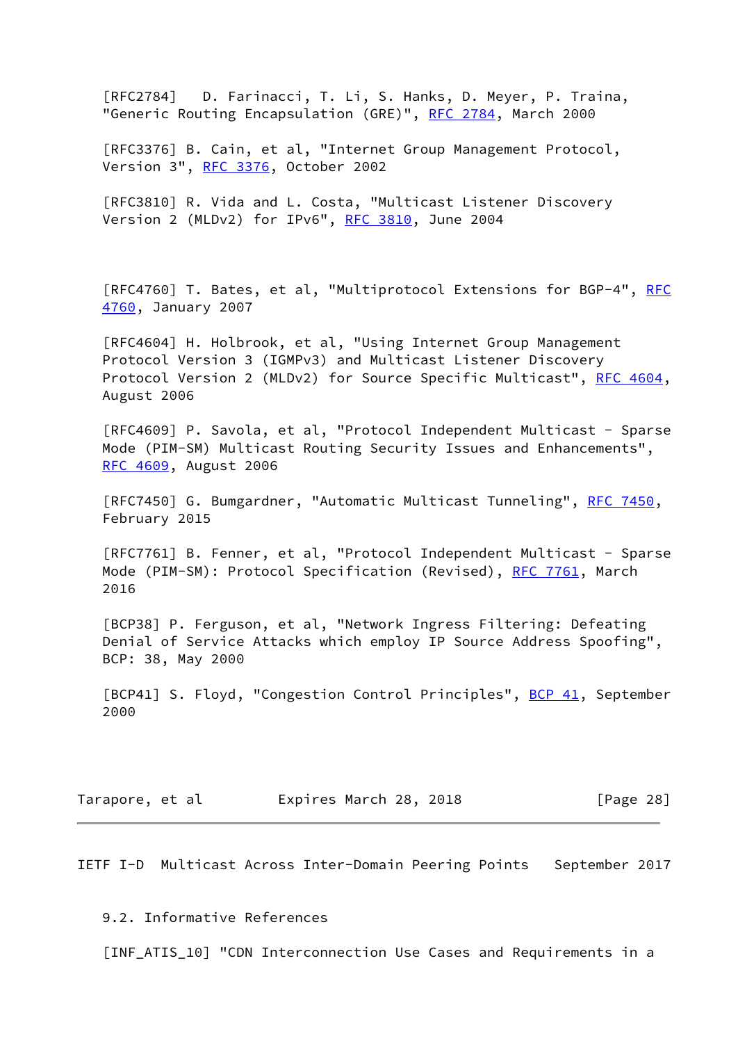[RFC2784] D. Farinacci, T. Li, S. Hanks, D. Meyer, P. Traina, "Generic Routing Encapsulation (GRE)", RFC 2784, March 2000

[RFC3376] B. Cain, et al, "Internet Group Management Protocol, Version 3", RFC 3376, October 2002

[RFC3810] R. Vida and L. Costa, "Multicast Listener Discovery Version 2 (MLDv2) for IPv6", RFC 3810, June 2004

[RFC4760] T. Bates, et al, "Multiprotocol Extensions for BGP-4", RFC 4760, January 2007

[RFC4604] H. Holbrook, et al, "Using Internet Group Management Protocol Version 3 (IGMPv3) and Multicast Listener Discovery Protocol Version 2 (MLDv2) for Source Specific Multicast", RFC 4604, August 2006

[RFC4609] P. Savola, et al, "Protocol Independent Multicast - Sparse Mode (PIM-SM) Multicast Routing Security Issues and Enhancements", RFC 4609, August 2006

[RFC7450] G. Bumgardner, "Automatic Multicast Tunneling", RFC 7450, February 2015

[RFC7761] B. Fenner, et al, "Protocol Independent Multicast - Sparse Mode (PIM-SM): Protocol Specification (Revised), RFC 7761, March 2016

[BCP38] P. Ferguson, et al, "Network Ingress Filtering: Defeating Denial of Service Attacks which employ IP Source Address Spoofing", BCP: 38, May 2000

[BCP41] S. Floyd, "Congestion Control Principles", BCP 41, September 2000

### 9.2. Informative References

[INF_ATIS_10] "CDN Interconnection Use Cases and Requirements in a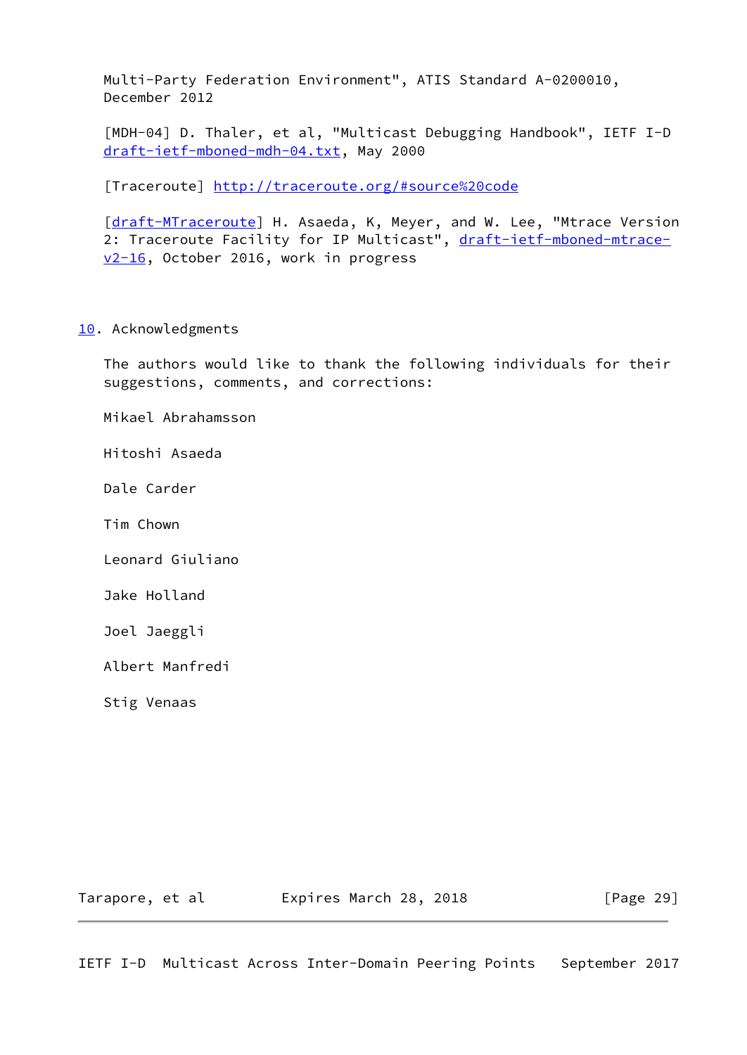Multi-Party Federation Environment", ATIS Standard A-0200010, December 2012

[MDH-04] D. Thaler, et al, "Multicast Debugging Handbook", IETF I-D draft-ietf-mboned-mdh-04.txt, May 2000

[Traceroute] http://traceroute.org/#source%20code

[draft-MTraceroute] H. Asaeda, K, Meyer, and W. Lee, "Mtrace Version 2: Traceroute Facility for IP Multicast", draft-ietf-mboned-mtrace-v2-16, October 2016, work in progress

## 10. Acknowledgments

The authors would like to thank the following individuals for their suggestions, comments, and corrections:

Mikael Abrahamsson

Hitoshi Asaeda

Dale Carder

Tim Chown

Leonard Giuliano

Jake Holland

Joel Jaeggli

Albert Manfredi

Stig Venaas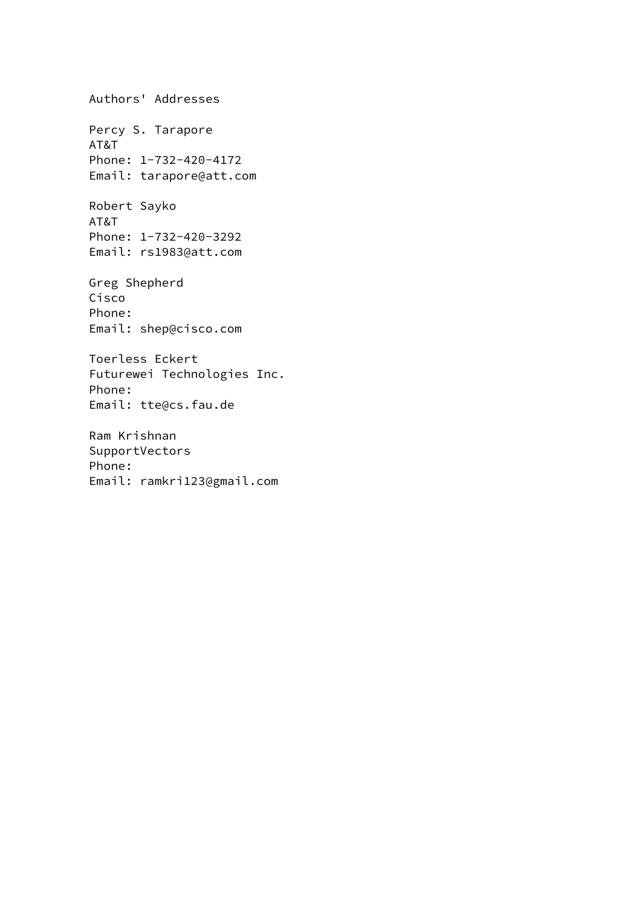## Authors' Addresses

Percy S. Tarapore
AT&T
Phone: 1-732-420-4172
Email: tarapore@att.com

Robert Sayko
AT&T
Phone: 1-732-420-3292
Email: rs1983@att.com

Greg Shepherd
Cisco
Phone:
Email: shep@cisco.com

Toerless Eckert
Futurewei Technologies Inc.
Phone:
Email: tte@cs.fau.de

Ram Krishnan
SupportVectors
Phone:
Email: ramkri123@gmail.com